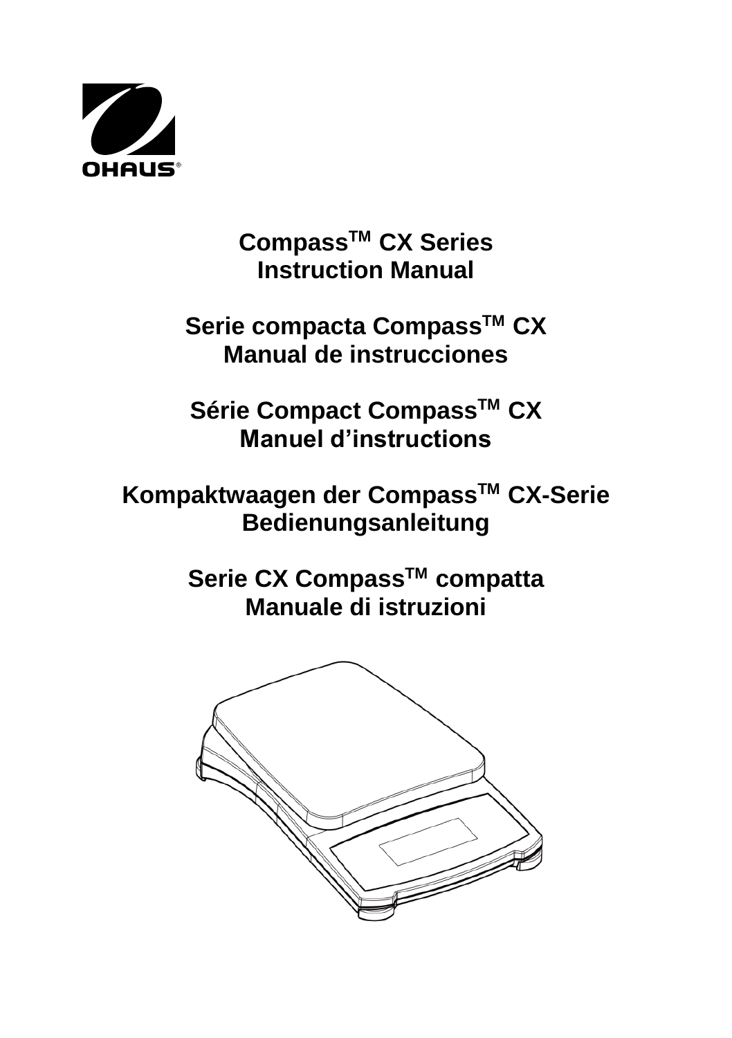OHAUS®

# Compass™ CX Series
# Instruction Manual

# Serie compacta Compass™ CX
# Manual de instrucciones

# Série Compact Compass™ CX
# Manuel d'instructions

# Kompaktwaagen der Compass™ CX-Serie
# Bedienungsanleitung

# Serie CX Compass™ compatta
# Manuale di istruzioni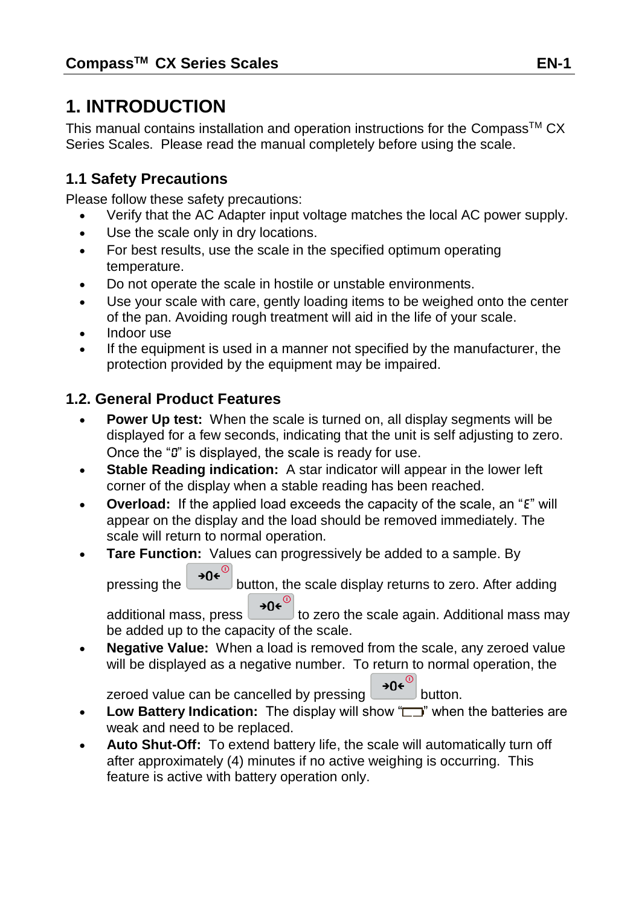# 1. INTRODUCTION

This manual contains installation and operation instructions for the Compass™ CX Series Scales. Please read the manual completely before using the scale.

## 1.1 Safety Precautions

Please follow these safety precautions:

- Verify that the AC Adapter input voltage matches the local AC power supply.
- Use the scale only in dry locations.
- For best results, use the scale in the specified optimum operating temperature.
- Do not operate the scale in hostile or unstable environments.
- Use your scale with care, gently loading items to be weighed onto the center of the pan. Avoiding rough treatment will aid in the life of your scale.
- Indoor use
- If the equipment is used in a manner not specified by the manufacturer, the protection provided by the equipment may be impaired.

## 1.2. General Product Features

- **Power Up test:** When the scale is turned on, all display segments will be displayed for a few seconds, indicating that the unit is self adjusting to zero. Once the "0" is displayed, the scale is ready for use.
- **Stable Reading indication:** A star indicator will appear in the lower left corner of the display when a stable reading has been reached.
- **Overload:** If the applied load exceeds the capacity of the scale, an "E" will appear on the display and the load should be removed immediately. The scale will return to normal operation.
- **Tare Function:** Values can progressively be added to a sample. By pressing the →0← button, the scale display returns to zero. After adding additional mass, press →0← to zero the scale again. Additional mass may be added up to the capacity of the scale.
- **Negative Value:** When a load is removed from the scale, any zeroed value will be displayed as a negative number. To return to normal operation, the zeroed value can be cancelled by pressing →0← button.
- **Low Battery Indication:** The display will show "▭" when the batteries are weak and need to be replaced.
- **Auto Shut-Off:** To extend battery life, the scale will automatically turn off after approximately (4) minutes if no active weighing is occurring. This feature is active with battery operation only.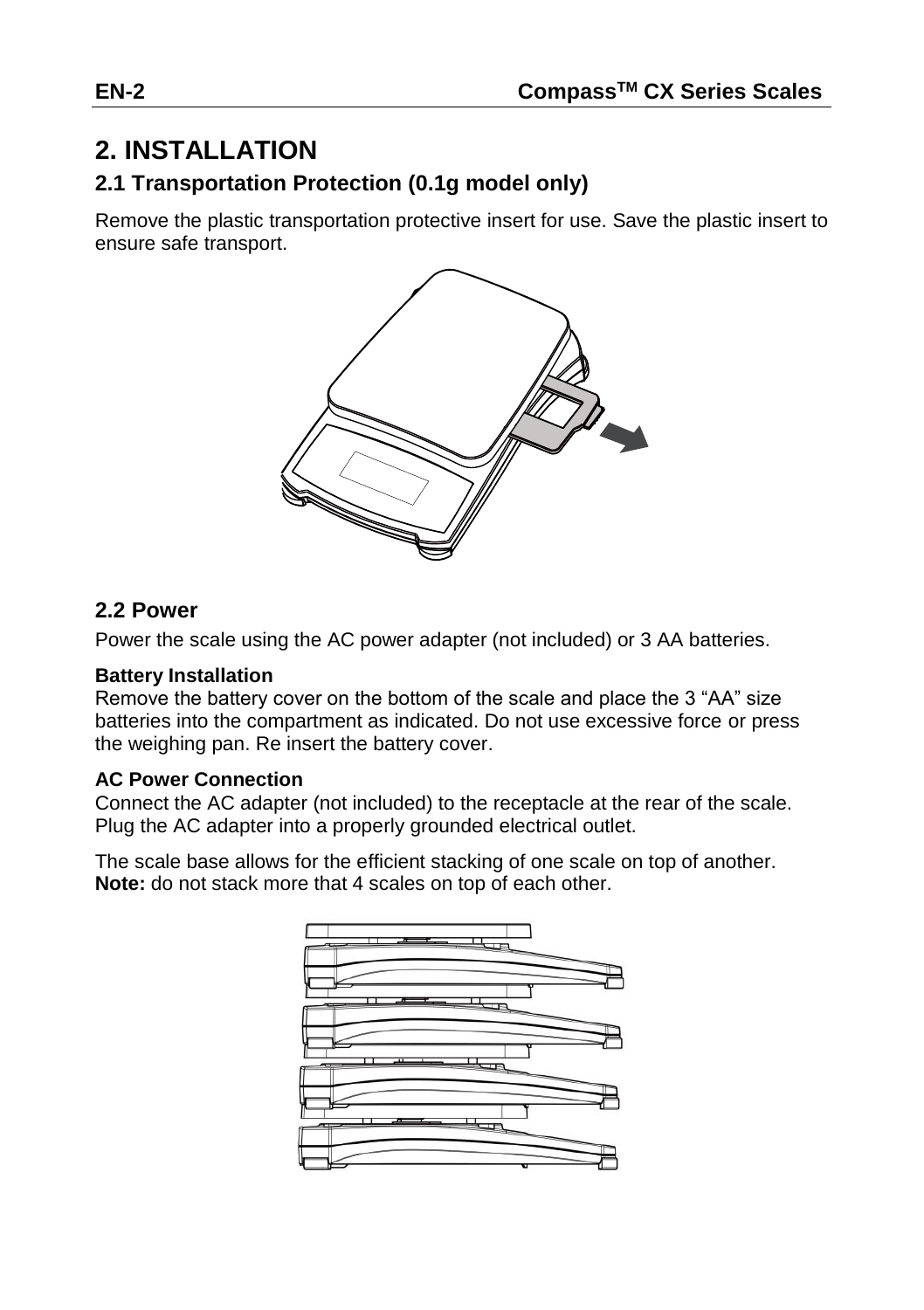# 2. INSTALLATION

## 2.1 Transportation Protection (0.1g model only)

Remove the plastic transportation protective insert for use. Save the plastic insert to ensure safe transport.

## 2.2 Power

Power the scale using the AC power adapter (not included) or 3 AA batteries.

**Battery Installation**
Remove the battery cover on the bottom of the scale and place the 3 “AA” size batteries into the compartment as indicated. Do not use excessive force or press the weighing pan. Re insert the battery cover.

**AC Power Connection**
Connect the AC adapter (not included) to the receptacle at the rear of the scale. Plug the AC adapter into a properly grounded electrical outlet.

The scale base allows for the efficient stacking of one scale on top of another.
**Note:** do not stack more that 4 scales on top of each other.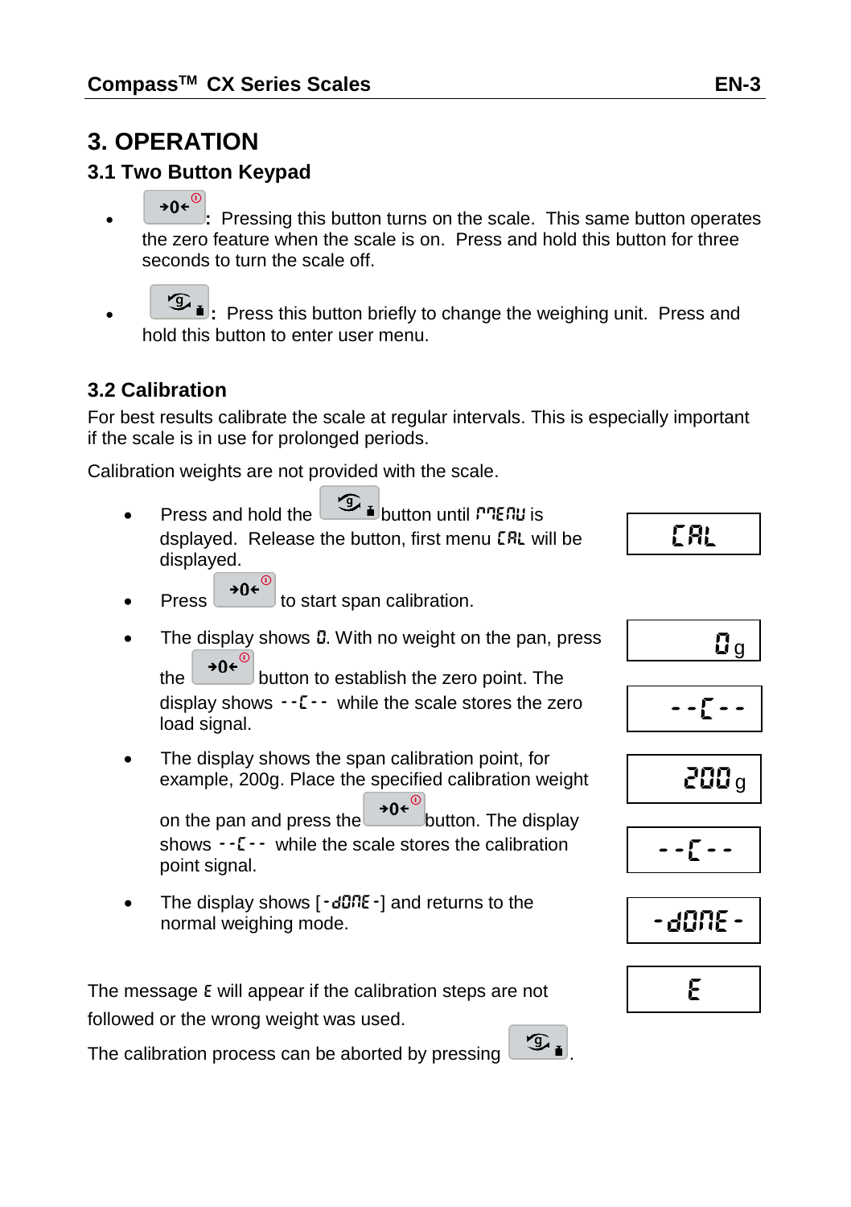# 3. OPERATION

## 3.1 Two Button Keypad

- **→0←** **:** Pressing this button turns on the scale. This same button operates the zero feature when the scale is on. Press and hold this button for three seconds to turn the scale off.
- **g** **:** Press this button briefly to change the weighing unit. Press and hold this button to enter user menu.

## 3.2 Calibration

For best results calibrate the scale at regular intervals. This is especially important if the scale is in use for prolonged periods.

Calibration weights are not provided with the scale.

- Press and hold the **g** button until MENU is dsplayed. Release the button, first menu CAL will be displayed.

  `CAL`

- Press **→0←** to start span calibration.
- The display shows 0. With no weight on the pan, press the **→0←** button to establish the zero point. The display shows --C-- while the scale stores the zero load signal.

  `0 g`

  `--C--`

- The display shows the span calibration point, for example, 200g. Place the specified calibration weight on the pan and press the **→0←** button. The display shows --C-- while the scale stores the calibration point signal.

  `200 g`

  `--C--`

- The display shows [-dONE-] and returns to the normal weighing mode.

  `-dONE-`

The message E will appear if the calibration steps are not followed or the wrong weight was used.

`E`

The calibration process can be aborted by pressing **g**.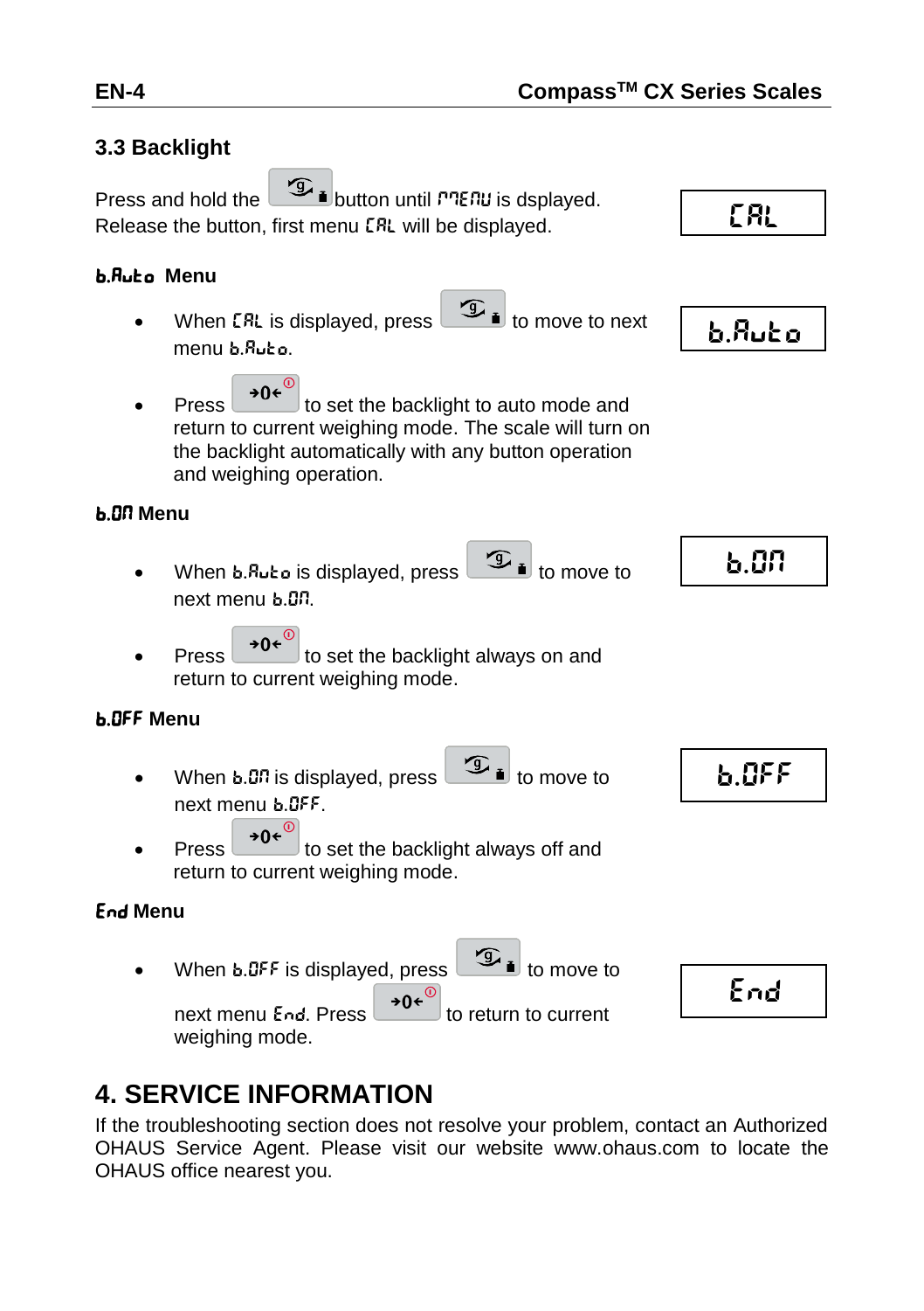## 3.3 Backlight

Press and hold the button until MENU is dsplayed. Release the button, first menu CAL will be displayed.

CAL

### b.Auto Menu

- When CAL is displayed, press to move to next menu b.Auto.
- Press →0← to set the backlight to auto mode and return to current weighing mode. The scale will turn on the backlight automatically with any button operation and weighing operation.

b.Auto

### b.On Menu

- When b.Auto is displayed, press to move to next menu b.On.
- Press →0← to set the backlight always on and return to current weighing mode.

b.On

### b.OFF Menu

- When b.On is displayed, press to move to next menu b.OFF.
- Press →0← to set the backlight always off and return to current weighing mode.

b.OFF

### End Menu

- When b.OFF is displayed, press to move to next menu End. Press →0← to return to current weighing mode.

End

# 4. SERVICE INFORMATION

If the troubleshooting section does not resolve your problem, contact an Authorized OHAUS Service Agent. Please visit our website www.ohaus.com to locate the OHAUS office nearest you.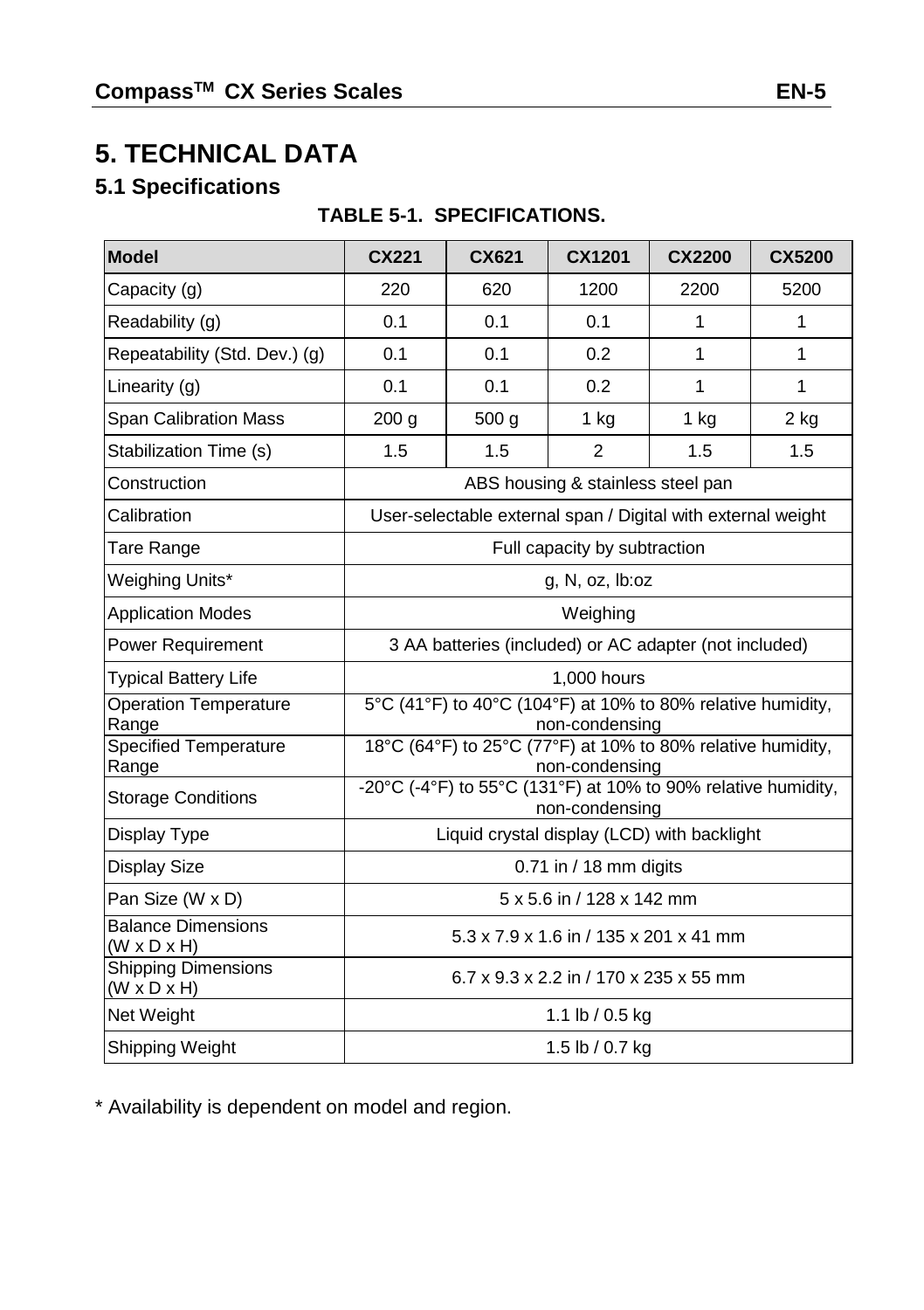# 5. TECHNICAL DATA

## 5.1 Specifications

**TABLE 5-1. SPECIFICATIONS.**

| Model | CX221 | CX621 | CX1201 | CX2200 | CX5200 |
|---|---|---|---|---|---|
| Capacity (g) | 220 | 620 | 1200 | 2200 | 5200 |
| Readability (g) | 0.1 | 0.1 | 0.1 | 1 | 1 |
| Repeatability (Std. Dev.) (g) | 0.1 | 0.1 | 0.2 | 1 | 1 |
| Linearity (g) | 0.1 | 0.1 | 0.2 | 1 | 1 |
| Span Calibration Mass | 200 g | 500 g | 1 kg | 1 kg | 2 kg |
| Stabilization Time (s) | 1.5 | 1.5 | 2 | 1.5 | 1.5 |
| Construction | ABS housing & stainless steel pan | | | | |
| Calibration | User-selectable external span / Digital with external weight | | | | |
| Tare Range | Full capacity by subtraction | | | | |
| Weighing Units* | g, N, oz, lb:oz | | | | |
| Application Modes | Weighing | | | | |
| Power Requirement | 3 AA batteries (included) or AC adapter (not included) | | | | |
| Typical Battery Life | 1,000 hours | | | | |
| Operation Temperature Range | 5°C (41°F) to 40°C (104°F) at 10% to 80% relative humidity, non-condensing | | | | |
| Specified Temperature Range | 18°C (64°F) to 25°C (77°F) at 10% to 80% relative humidity, non-condensing | | | | |
| Storage Conditions | -20°C (-4°F) to 55°C (131°F) at 10% to 90% relative humidity, non-condensing | | | | |
| Display Type | Liquid crystal display (LCD) with backlight | | | | |
| Display Size | 0.71 in / 18 mm digits | | | | |
| Pan Size (W x D) | 5 x 5.6 in / 128 x 142 mm | | | | |
| Balance Dimensions (W x D x H) | 5.3 x 7.9 x 1.6 in / 135 x 201 x 41 mm | | | | |
| Shipping Dimensions (W x D x H) | 6.7 x 9.3 x 2.2 in / 170 x 235 x 55 mm | | | | |
| Net Weight | 1.1 lb / 0.5 kg | | | | |
| Shipping Weight | 1.5 lb / 0.7 kg | | | | |

* Availability is dependent on model and region.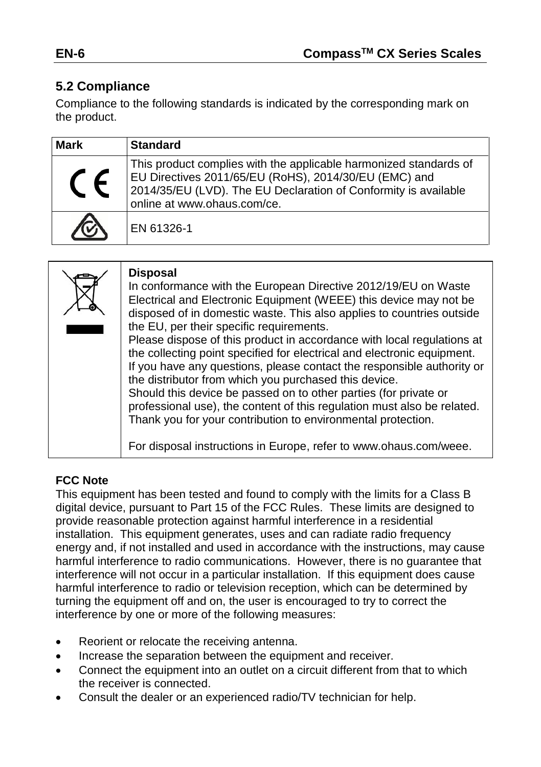## 5.2 Compliance

Compliance to the following standards is indicated by the corresponding mark on the product.

| Mark | Standard |
|---|---|
| CE | This product complies with the applicable harmonized standards of EU Directives 2011/65/EU (RoHS), 2014/30/EU (EMC) and 2014/35/EU (LVD). The EU Declaration of Conformity is available online at www.ohaus.com/ce. |
| | EN 61326-1 |

| | |
|---|---|
| | **Disposal**<br>In conformance with the European Directive 2012/19/EU on Waste Electrical and Electronic Equipment (WEEE) this device may not be disposed of in domestic waste. This also applies to countries outside the EU, per their specific requirements.<br>Please dispose of this product in accordance with local regulations at the collecting point specified for electrical and electronic equipment.<br>If you have any questions, please contact the responsible authority or the distributor from which you purchased this device.<br>Should this device be passed on to other parties (for private or professional use), the content of this regulation must also be related.<br>Thank you for your contribution to environmental protection.<br><br>For disposal instructions in Europe, refer to www.ohaus.com/weee. |

**FCC Note**

This equipment has been tested and found to comply with the limits for a Class B digital device, pursuant to Part 15 of the FCC Rules. These limits are designed to provide reasonable protection against harmful interference in a residential installation. This equipment generates, uses and can radiate radio frequency energy and, if not installed and used in accordance with the instructions, may cause harmful interference to radio communications. However, there is no guarantee that interference will not occur in a particular installation. If this equipment does cause harmful interference to radio or television reception, which can be determined by turning the equipment off and on, the user is encouraged to try to correct the interference by one or more of the following measures:

- Reorient or relocate the receiving antenna.
- Increase the separation between the equipment and receiver.
- Connect the equipment into an outlet on a circuit different from that to which the receiver is connected.
- Consult the dealer or an experienced radio/TV technician for help.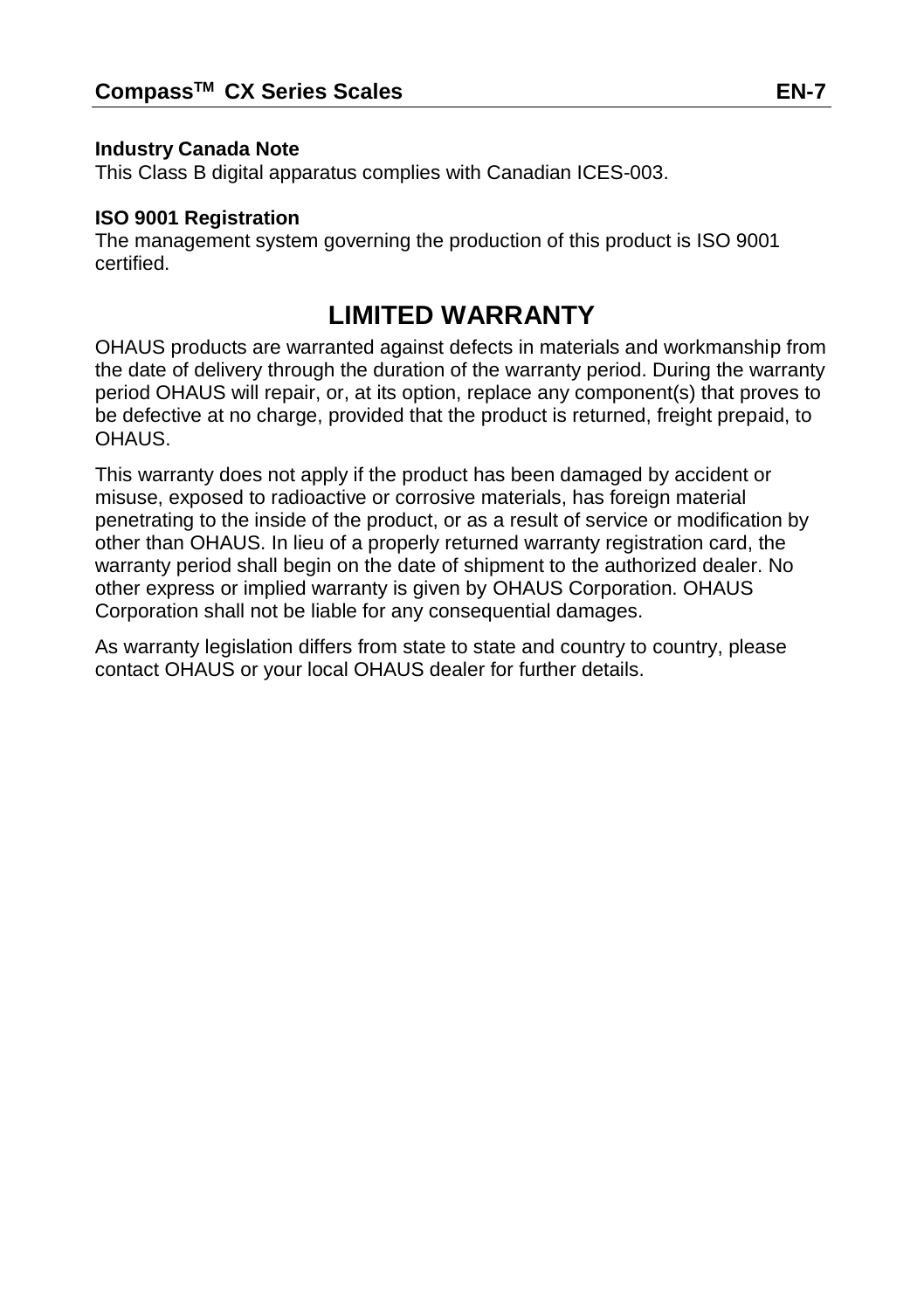**Industry Canada Note**

This Class B digital apparatus complies with Canadian ICES-003.

**ISO 9001 Registration**

The management system governing the production of this product is ISO 9001 certified.

# LIMITED WARRANTY

OHAUS products are warranted against defects in materials and workmanship from the date of delivery through the duration of the warranty period. During the warranty period OHAUS will repair, or, at its option, replace any component(s) that proves to be defective at no charge, provided that the product is returned, freight prepaid, to OHAUS.

This warranty does not apply if the product has been damaged by accident or misuse, exposed to radioactive or corrosive materials, has foreign material penetrating to the inside of the product, or as a result of service or modification by other than OHAUS. In lieu of a properly returned warranty registration card, the warranty period shall begin on the date of shipment to the authorized dealer. No other express or implied warranty is given by OHAUS Corporation. OHAUS Corporation shall not be liable for any consequential damages.

As warranty legislation differs from state to state and country to country, please contact OHAUS or your local OHAUS dealer for further details.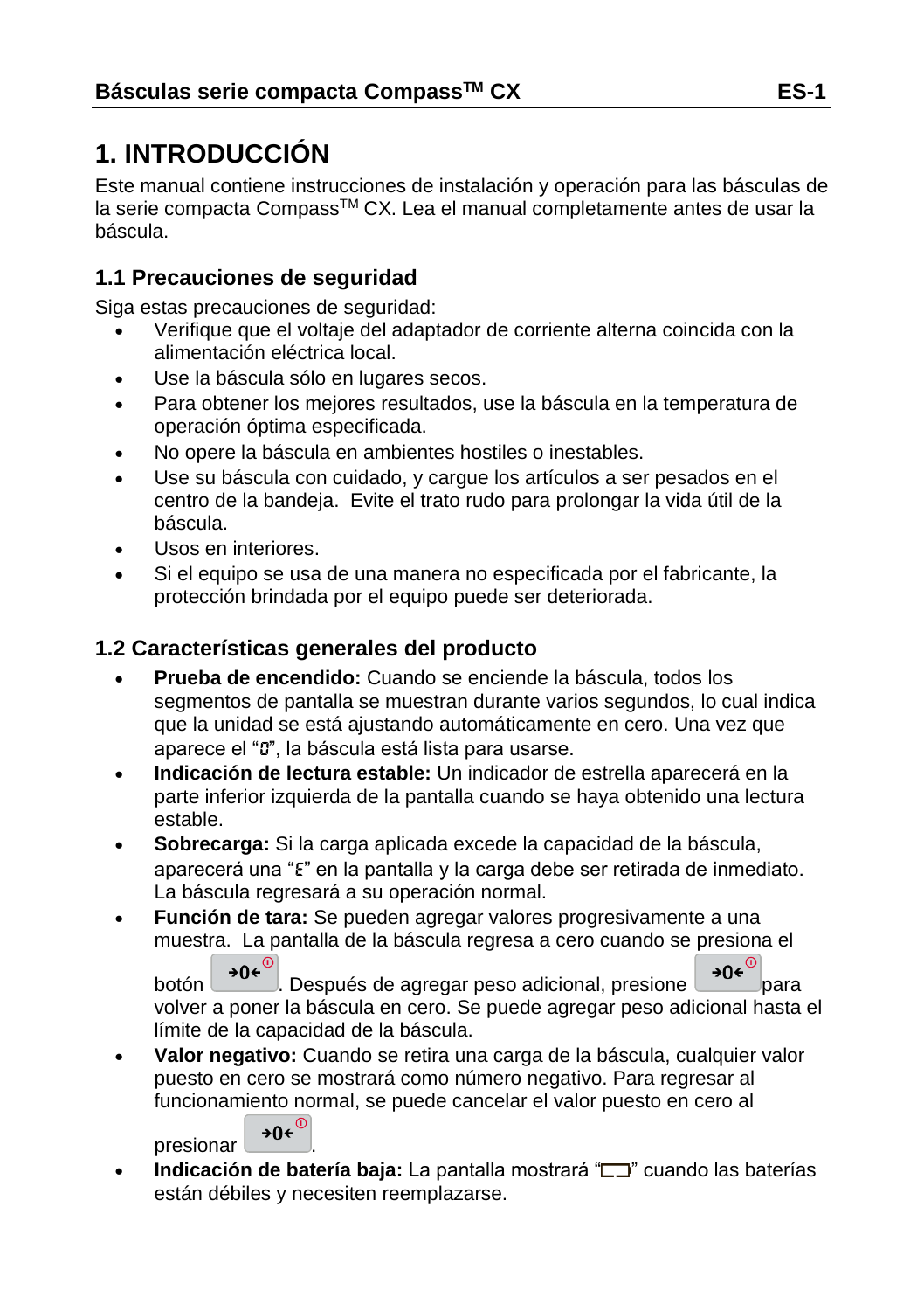# 1. INTRODUCCIÓN

Este manual contiene instrucciones de instalación y operación para las básculas de la serie compacta Compass™ CX. Lea el manual completamente antes de usar la báscula.

## 1.1 Precauciones de seguridad

Siga estas precauciones de seguridad:

- Verifique que el voltaje del adaptador de corriente alterna coincida con la alimentación eléctrica local.
- Use la báscula sólo en lugares secos.
- Para obtener los mejores resultados, use la báscula en la temperatura de operación óptima especificada.
- No opere la báscula en ambientes hostiles o inestables.
- Use su báscula con cuidado, y cargue los artículos a ser pesados en el centro de la bandeja. Evite el trato rudo para prolongar la vida útil de la báscula.
- Usos en interiores.
- Si el equipo se usa de una manera no especificada por el fabricante, la protección brindada por el equipo puede ser deteriorada.

## 1.2 Características generales del producto

- **Prueba de encendido:** Cuando se enciende la báscula, todos los segmentos de pantalla se muestran durante varios segundos, lo cual indica que la unidad se está ajustando automáticamente en cero. Una vez que aparece el "0", la báscula está lista para usarse.
- **Indicación de lectura estable:** Un indicador de estrella aparecerá en la parte inferior izquierda de la pantalla cuando se haya obtenido una lectura estable.
- **Sobrecarga:** Si la carga aplicada excede la capacidad de la báscula, aparecerá una "E" en la pantalla y la carga debe ser retirada de inmediato. La báscula regresará a su operación normal.
- **Función de tara:** Se pueden agregar valores progresivamente a una muestra. La pantalla de la báscula regresa a cero cuando se presiona el botón →0←. Después de agregar peso adicional, presione →0← para volver a poner la báscula en cero. Se puede agregar peso adicional hasta el límite de la capacidad de la báscula.
- **Valor negativo:** Cuando se retira una carga de la báscula, cualquier valor puesto en cero se mostrará como número negativo. Para regresar al funcionamiento normal, se puede cancelar el valor puesto en cero al presionar →0←.
- **Indicación de batería baja:** La pantalla mostrará "▭" cuando las baterías están débiles y necesiten reemplazarse.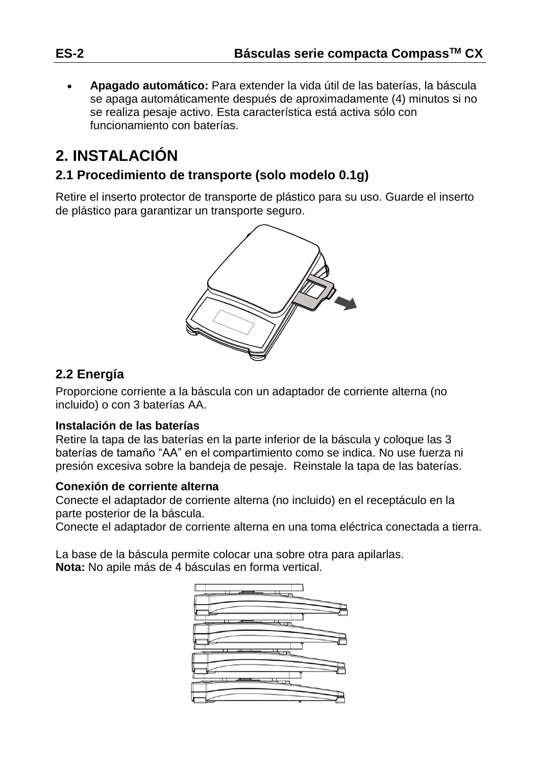- **Apagado automático:** Para extender la vida útil de las baterías, la báscula se apaga automáticamente después de aproximadamente (4) minutos si no se realiza pesaje activo. Esta característica está activa sólo con funcionamiento con baterías.

# 2. INSTALACIÓN

## 2.1 Procedimiento de transporte (solo modelo 0.1g)

Retire el inserto protector de transporte de plástico para su uso. Guarde el inserto de plástico para garantizar un transporte seguro.

## 2.2 Energía

Proporcione corriente a la báscula con un adaptador de corriente alterna (no incluido) o con 3 baterías AA.

**Instalación de las baterías**
Retire la tapa de las baterías en la parte inferior de la báscula y coloque las 3 baterías de tamaño “AA” en el compartimiento como se indica. No use fuerza ni presión excesiva sobre la bandeja de pesaje. Reinstale la tapa de las baterías.

**Conexión de corriente alterna**
Conecte el adaptador de corriente alterna (no incluido) en el receptáculo en la parte posterior de la báscula.
Conecte el adaptador de corriente alterna en una toma eléctrica conectada a tierra.

La base de la báscula permite colocar una sobre otra para apilarlas.
**Nota:** No apile más de 4 básculas en forma vertical.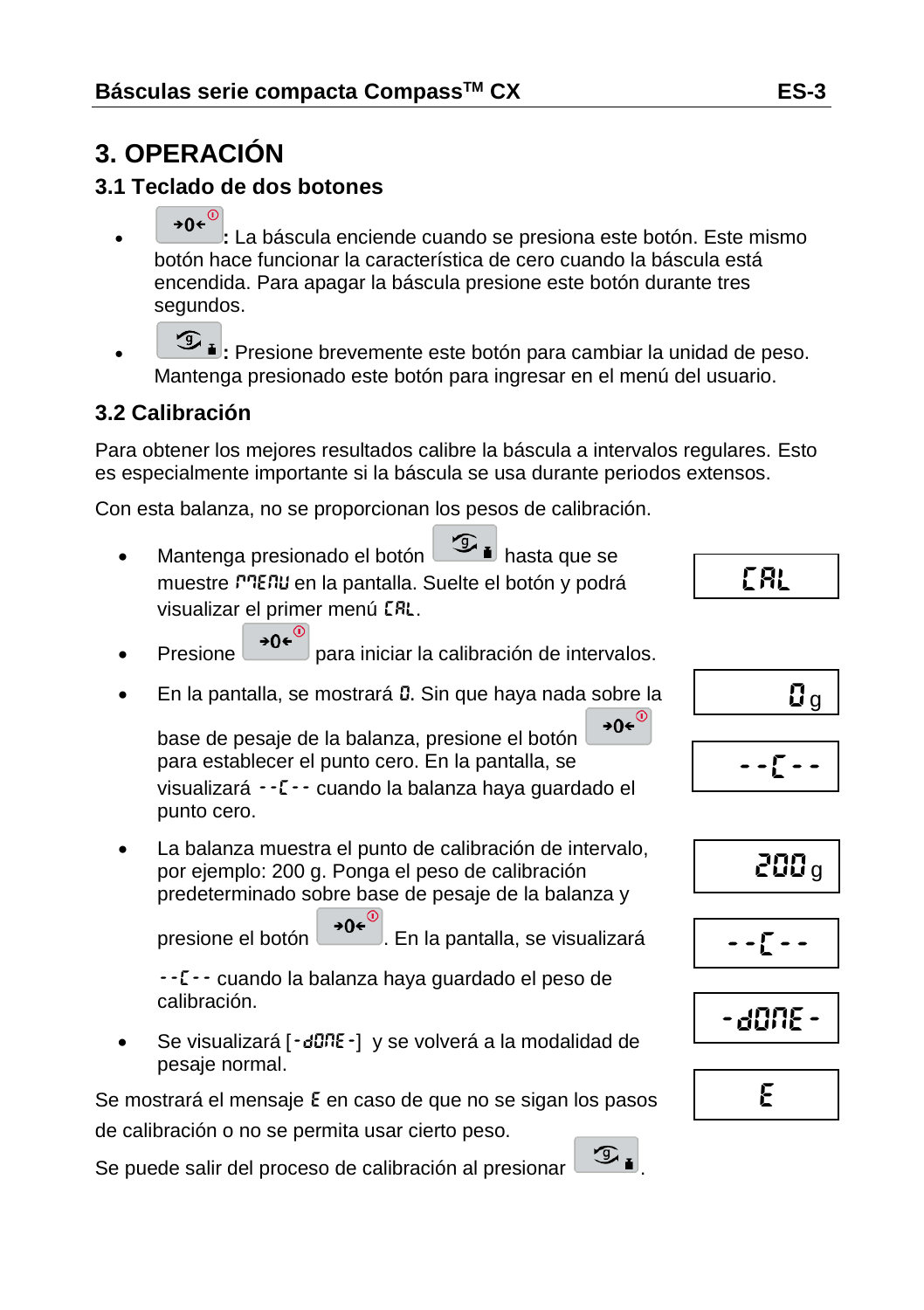# 3. OPERACIÓN

## 3.1 Teclado de dos botones

- **→0←**: La báscula enciende cuando se presiona este botón. Este mismo botón hace funcionar la característica de cero cuando la báscula está encendida. Para apagar la báscula presione este botón durante tres segundos.
- **Unidad/Menú**: Presione brevemente este botón para cambiar la unidad de peso. Mantenga presionado este botón para ingresar en el menú del usuario.

## 3.2 Calibración

Para obtener los mejores resultados calibre la báscula a intervalos regulares. Esto es especialmente importante si la báscula se usa durante periodos extensos.

Con esta balanza, no se proporcionan los pesos de calibración.

- Mantenga presionado el botón Unidad/Menú hasta que se muestre MENU en la pantalla. Suelte el botón y podrá visualizar el primer menú CAL.
  - Pantalla: `CAL`
- Presione →0← para iniciar la calibración de intervalos.
- En la pantalla, se mostrará 0. Sin que haya nada sobre la base de pesaje de la balanza, presione el botón →0← para establecer el punto cero. En la pantalla, se visualizará --C-- cuando la balanza haya guardado el punto cero.
  - Pantalla: `0 g`
  - Pantalla: `--C--`
- La balanza muestra el punto de calibración de intervalo, por ejemplo: 200 g. Ponga el peso de calibración predeterminado sobre base de pesaje de la balanza y presione el botón →0←. En la pantalla, se visualizará --C-- cuando la balanza haya guardado el peso de calibración.
  - Pantalla: `200 g`
  - Pantalla: `--C--`
- Se visualizará [-dONE-] y se volverá a la modalidad de pesaje normal.
  - Pantalla: `-dONE-`

Se mostrará el mensaje E en caso de que no se sigan los pasos de calibración o no se permita usar cierto peso.

Pantalla: `E`

Se puede salir del proceso de calibración al presionar Unidad/Menú.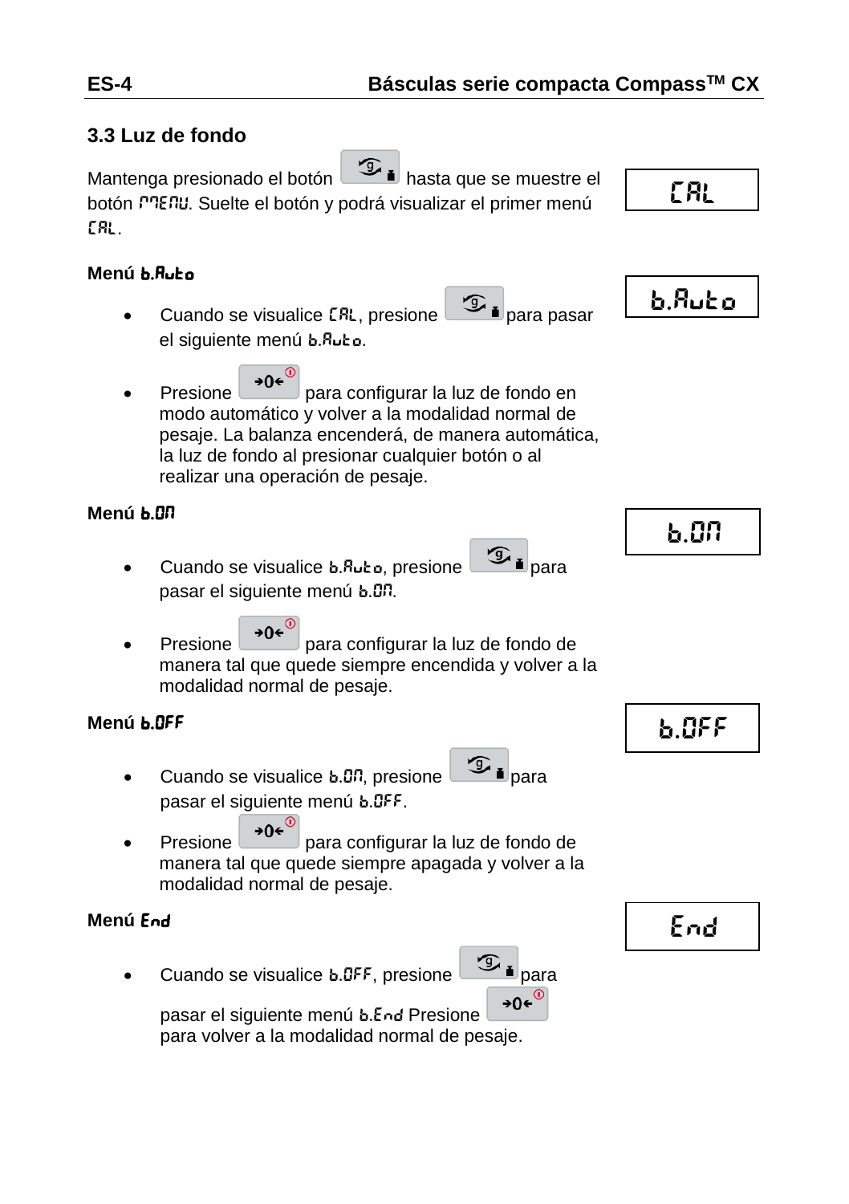## 3.3 Luz de fondo

Mantenga presionado el botón [botón] hasta que se muestre el botón MENU. Suelte el botón y podrá visualizar el primer menú CAL.

CAL

**Menú b.Auto**

b.Auto

- Cuando se visualice CAL, presione [botón] para pasar el siguiente menú b.Auto.
- Presione [→0←] para configurar la luz de fondo en modo automático y volver a la modalidad normal de pesaje. La balanza encenderá, de manera automática, la luz de fondo al presionar cualquier botón o al realizar una operación de pesaje.

**Menú b.On**

b.On

- Cuando se visualice b.Auto, presione [botón] para pasar el siguiente menú b.On.
- Presione [→0←] para configurar la luz de fondo de manera tal que quede siempre encendida y volver a la modalidad normal de pesaje.

**Menú b.OFF**

b.OFF

- Cuando se visualice b.On, presione [botón] para pasar el siguiente menú b.OFF.
- Presione [→0←] para configurar la luz de fondo de manera tal que quede siempre apagada y volver a la modalidad normal de pesaje.

**Menú End**

End

- Cuando se visualice b.OFF, presione [botón] para pasar el siguiente menú b.End Presione [→0←] para volver a la modalidad normal de pesaje.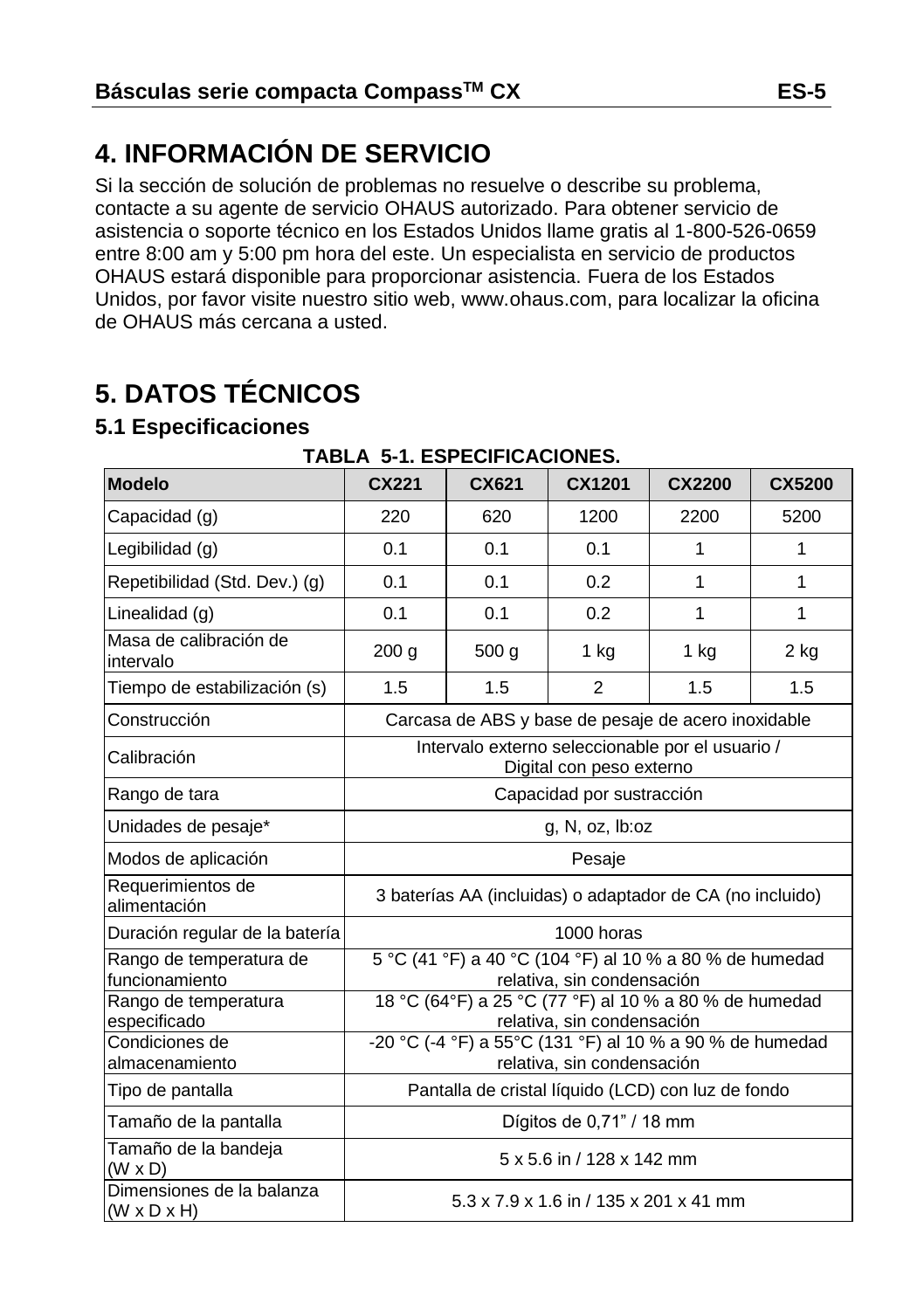## 4. INFORMACIÓN DE SERVICIO

Si la sección de solución de problemas no resuelve o describe su problema, contacte a su agente de servicio OHAUS autorizado. Para obtener servicio de asistencia o soporte técnico en los Estados Unidos llame gratis al 1-800-526-0659 entre 8:00 am y 5:00 pm hora del este. Un especialista en servicio de productos OHAUS estará disponible para proporcionar asistencia. Fuera de los Estados Unidos, por favor visite nuestro sitio web, www.ohaus.com, para localizar la oficina de OHAUS más cercana a usted.

## 5. DATOS TÉCNICOS

### 5.1 Especificaciones

**TABLA 5-1. ESPECIFICACIONES.**

| Modelo | CX221 | CX621 | CX1201 | CX2200 | CX5200 |
|---|---|---|---|---|---|
| Capacidad (g) | 220 | 620 | 1200 | 2200 | 5200 |
| Legibilidad (g) | 0.1 | 0.1 | 0.1 | 1 | 1 |
| Repetibilidad (Std. Dev.) (g) | 0.1 | 0.1 | 0.2 | 1 | 1 |
| Linealidad (g) | 0.1 | 0.1 | 0.2 | 1 | 1 |
| Masa de calibración de intervalo | 200 g | 500 g | 1 kg | 1 kg | 2 kg |
| Tiempo de estabilización (s) | 1.5 | 1.5 | 2 | 1.5 | 1.5 |
| Construcción | Carcasa de ABS y base de pesaje de acero inoxidable | | | | |
| Calibración | Intervalo externo seleccionable por el usuario / Digital con peso externo | | | | |
| Rango de tara | Capacidad por sustracción | | | | |
| Unidades de pesaje* | g, N, oz, lb:oz | | | | |
| Modos de aplicación | Pesaje | | | | |
| Requerimientos de alimentación | 3 baterías AA (incluidas) o adaptador de CA (no incluido) | | | | |
| Duración regular de la batería | 1000 horas | | | | |
| Rango de temperatura de funcionamiento | 5 °C (41 °F) a 40 °C (104 °F) al 10 % a 80 % de humedad relativa, sin condensación | | | | |
| Rango de temperatura especificado | 18 °C (64°F) a 25 °C (77 °F) al 10 % a 80 % de humedad relativa, sin condensación | | | | |
| Condiciones de almacenamiento | -20 °C (-4 °F) a 55°C (131 °F) al 10 % a 90 % de humedad relativa, sin condensación | | | | |
| Tipo de pantalla | Pantalla de cristal líquido (LCD) con luz de fondo | | | | |
| Tamaño de la pantalla | Dígitos de 0,71" / 18 mm | | | | |
| Tamaño de la bandeja (W x D) | 5 x 5.6 in / 128 x 142 mm | | | | |
| Dimensiones de la balanza (W x D x H) | 5.3 x 7.9 x 1.6 in / 135 x 201 x 41 mm | | | | |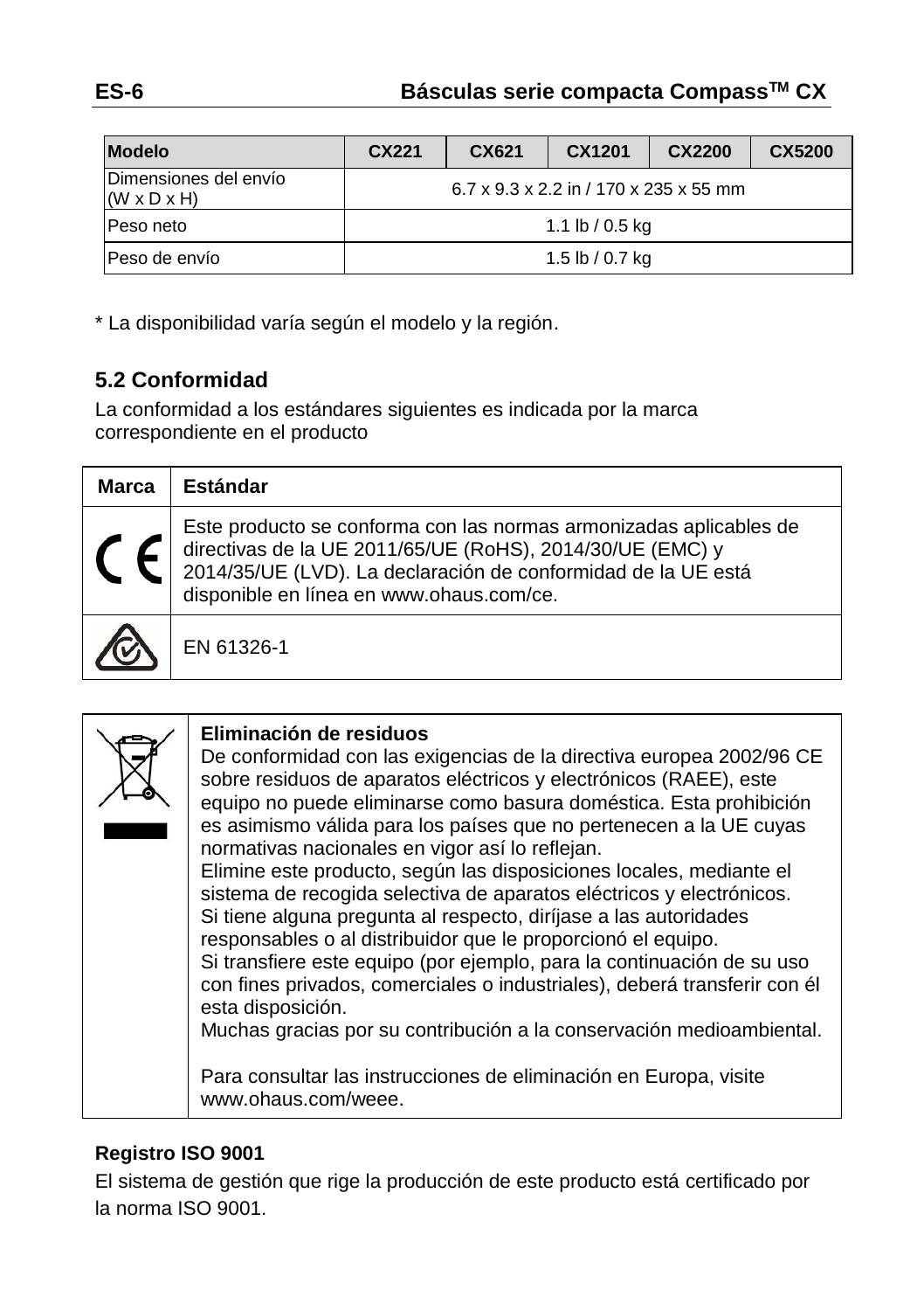| Modelo | CX221 | CX621 | CX1201 | CX2200 | CX5200 |
|---|---|---|---|---|---|
| Dimensiones del envío (W x D x H) | 6.7 x 9.3 x 2.2 in / 170 x 235 x 55 mm | | | | |
| Peso neto | 1.1 lb / 0.5 kg | | | | |
| Peso de envío | 1.5 lb / 0.7 kg | | | | |

* La disponibilidad varía según el modelo y la región.

## 5.2 Conformidad

La conformidad a los estándares siguientes es indicada por la marca correspondiente en el producto

| Marca | Estándar |
|---|---|
| CE | Este producto se conforma con las normas armonizadas aplicables de directivas de la UE 2011/65/UE (RoHS), 2014/30/UE (EMC) y 2014/35/UE (LVD). La declaración de conformidad de la UE está disponible en línea en www.ohaus.com/ce. |
| | EN 61326-1 |

| | |
|---|---|
| | **Eliminación de residuos**<br>De conformidad con las exigencias de la directiva europea 2002/96 CE sobre residuos de aparatos eléctricos y electrónicos (RAEE), este equipo no puede eliminarse como basura doméstica. Esta prohibición es asimismo válida para los países que no pertenecen a la UE cuyas normativas nacionales en vigor así lo reflejan.<br>Elimine este producto, según las disposiciones locales, mediante el sistema de recogida selectiva de aparatos eléctricos y electrónicos.<br>Si tiene alguna pregunta al respecto, diríjase a las autoridades responsables o al distribuidor que le proporcionó el equipo.<br>Si transfiere este equipo (por ejemplo, para la continuación de su uso con fines privados, comerciales o industriales), deberá transferir con él esta disposición.<br>Muchas gracias por su contribución a la conservación medioambiental.<br><br>Para consultar las instrucciones de eliminación en Europa, visite www.ohaus.com/weee. |

**Registro ISO 9001**

El sistema de gestión que rige la producción de este producto está certificado por la norma ISO 9001.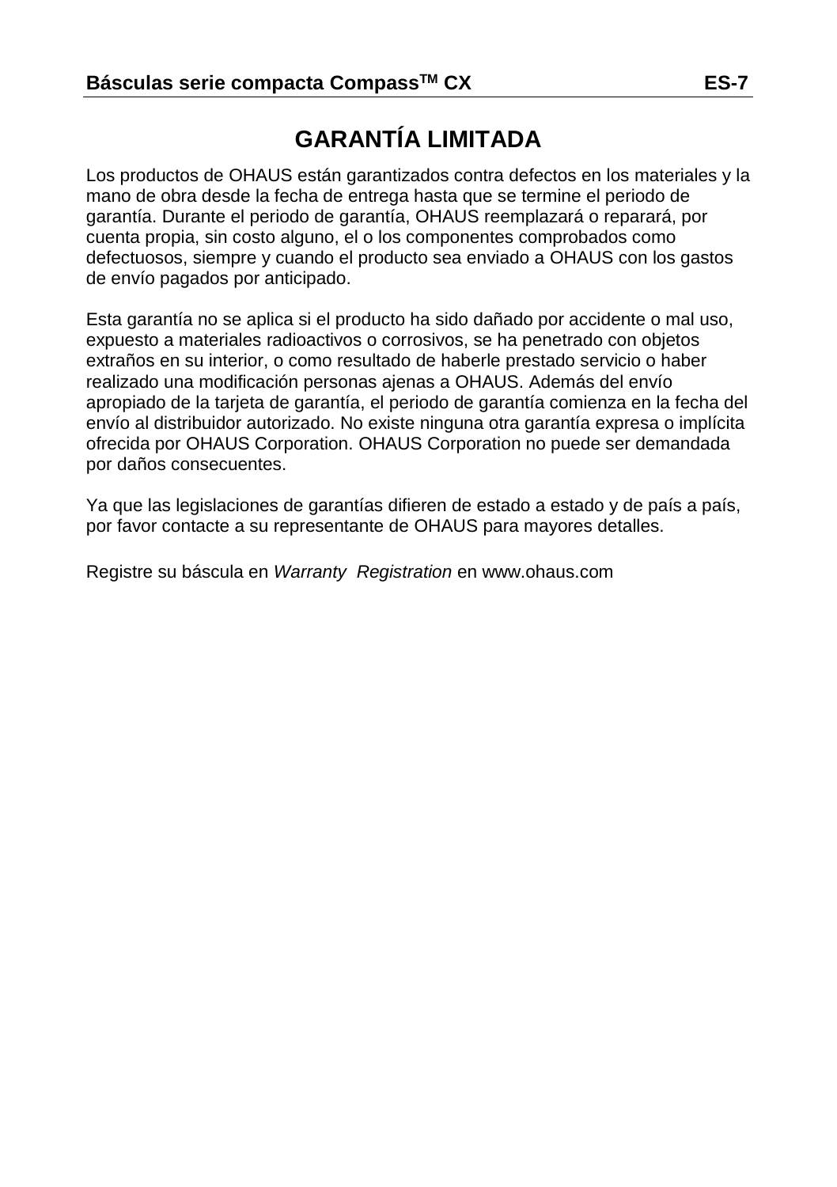# GARANTÍA LIMITADA

Los productos de OHAUS están garantizados contra defectos en los materiales y la mano de obra desde la fecha de entrega hasta que se termine el periodo de garantía. Durante el periodo de garantía, OHAUS reemplazará o reparará, por cuenta propia, sin costo alguno, el o los componentes comprobados como defectuosos, siempre y cuando el producto sea enviado a OHAUS con los gastos de envío pagados por anticipado.

Esta garantía no se aplica si el producto ha sido dañado por accidente o mal uso, expuesto a materiales radioactivos o corrosivos, se ha penetrado con objetos extraños en su interior, o como resultado de haberle prestado servicio o haber realizado una modificación personas ajenas a OHAUS. Además del envío apropiado de la tarjeta de garantía, el periodo de garantía comienza en la fecha del envío al distribuidor autorizado. No existe ninguna otra garantía expresa o implícita ofrecida por OHAUS Corporation. OHAUS Corporation no puede ser demandada por daños consecuentes.

Ya que las legislaciones de garantías difieren de estado a estado y de país a país, por favor contacte a su representante de OHAUS para mayores detalles.

Registre su báscula en *Warranty Registration* en www.ohaus.com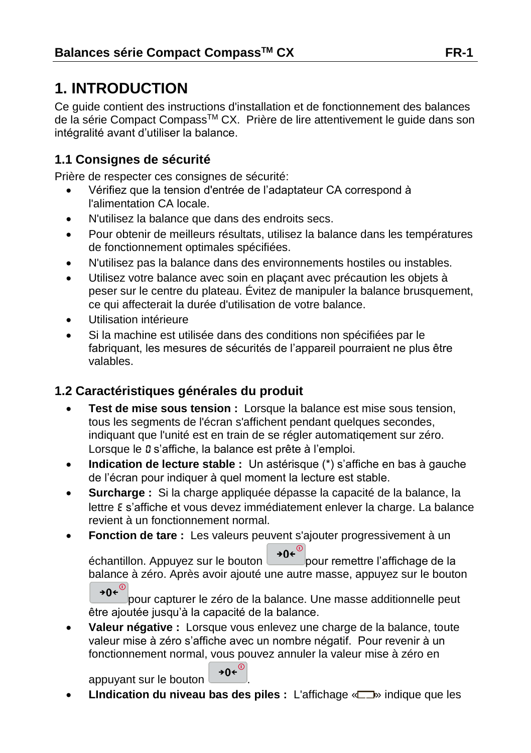# 1. INTRODUCTION

Ce guide contient des instructions d'installation et de fonctionnement des balances de la série Compact Compass™ CX. Prière de lire attentivement le guide dans son intégralité avant d'utiliser la balance.

## 1.1 Consignes de sécurité

Prière de respecter ces consignes de sécurité:

- Vérifiez que la tension d'entrée de l'adaptateur CA correspond à l'alimentation CA locale.
- N'utilisez la balance que dans des endroits secs.
- Pour obtenir de meilleurs résultats, utilisez la balance dans les températures de fonctionnement optimales spécifiées.
- N'utilisez pas la balance dans des environnements hostiles ou instables.
- Utilisez votre balance avec soin en plaçant avec précaution les objets à peser sur le centre du plateau. Évitez de manipuler la balance brusquement, ce qui affecterait la durée d'utilisation de votre balance.
- Utilisation intérieure
- Si la machine est utilisée dans des conditions non spécifiées par le fabriquant, les mesures de sécurités de l'appareil pourraient ne plus être valables.

## 1.2 Caractéristiques générales du produit

- **Test de mise sous tension :** Lorsque la balance est mise sous tension, tous les segments de l'écran s'affichent pendant quelques secondes, indiquant que l'unité est en train de se régler automatiqement sur zéro. Lorsque le 0 s'affiche, la balance est prête à l'emploi.
- **Indication de lecture stable :** Un astérisque (*) s'affiche en bas à gauche de l'écran pour indiquer à quel moment la lecture est stable.
- **Surcharge :** Si la charge appliquée dépasse la capacité de la balance, la lettre E s'affiche et vous devez immédiatement enlever la charge. La balance revient à un fonctionnement normal.
- **Fonction de tare :** Les valeurs peuvent s'ajouter progressivement à un échantillon. Appuyez sur le bouton →0← pour remettre l'affichage de la balance à zéro. Après avoir ajouté une autre masse, appuyez sur le bouton →0← pour capturer le zéro de la balance. Une masse additionnelle peut être ajoutée jusqu'à la capacité de la balance.
- **Valeur négative :** Lorsque vous enlevez une charge de la balance, toute valeur mise à zéro s'affiche avec un nombre négatif. Pour revenir à un fonctionnement normal, vous pouvez annuler la valeur mise à zéro en appuyant sur le bouton →0←.
- **LIndication du niveau bas des piles :** L'affichage «▭» indique que les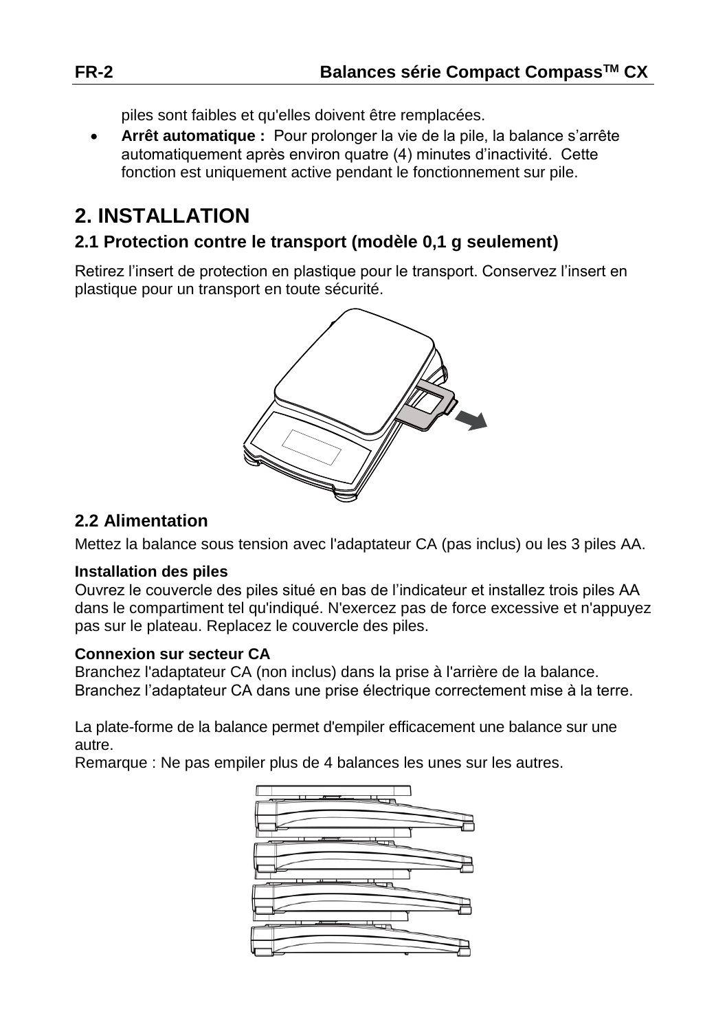piles sont faibles et qu'elles doivent être remplacées.

- **Arrêt automatique :** Pour prolonger la vie de la pile, la balance s'arrête automatiquement après environ quatre (4) minutes d'inactivité. Cette fonction est uniquement active pendant le fonctionnement sur pile.

# 2. INSTALLATION

## 2.1 Protection contre le transport (modèle 0,1 g seulement)

Retirez l'insert de protection en plastique pour le transport. Conservez l'insert en plastique pour un transport en toute sécurité.

## 2.2 Alimentation

Mettez la balance sous tension avec l'adaptateur CA (pas inclus) ou les 3 piles AA.

**Installation des piles**
Ouvrez le couvercle des piles situé en bas de l'indicateur et installez trois piles AA dans le compartiment tel qu'indiqué. N'exercez pas de force excessive et n'appuyez pas sur le plateau. Replacez le couvercle des piles.

**Connexion sur secteur CA**
Branchez l'adaptateur CA (non inclus) dans la prise à l'arrière de la balance. Branchez l'adaptateur CA dans une prise électrique correctement mise à la terre.

La plate-forme de la balance permet d'empiler efficacement une balance sur une autre.
Remarque : Ne pas empiler plus de 4 balances les unes sur les autres.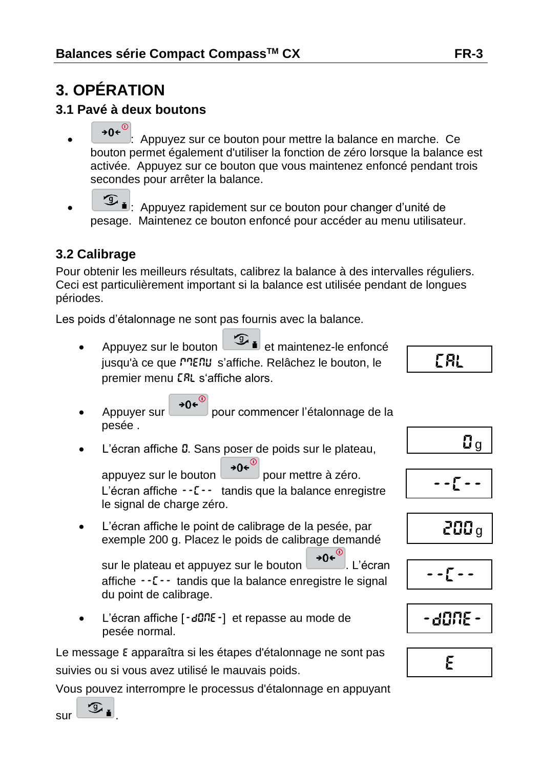# 3. OPÉRATION

## 3.1 Pavé à deux boutons

- →0←: Appuyez sur ce bouton pour mettre la balance en marche. Ce bouton permet également d'utiliser la fonction de zéro lorsque la balance est activée. Appuyez sur ce bouton que vous maintenez enfoncé pendant trois secondes pour arrêter la balance.
- g: Appuyez rapidement sur ce bouton pour changer d'unité de pesage. Maintenez ce bouton enfoncé pour accéder au menu utilisateur.

## 3.2 Calibrage

Pour obtenir les meilleurs résultats, calibrez la balance à des intervalles réguliers. Ceci est particulièrement important si la balance est utilisée pendant de longues périodes.

Les poids d'étalonnage ne sont pas fournis avec la balance.

- Appuyez sur le bouton g et maintenez-le enfoncé jusqu'à ce que MENU s'affiche. Relâchez le bouton, le premier menu CAL s'affiche alors.  
  `CAL`
- Appuyer sur →0← pour commencer l'étalonnage de la pesée .
- L'écran affiche 0. Sans poser de poids sur le plateau, appuyez sur le bouton →0← pour mettre à zéro. L'écran affiche --C-- tandis que la balance enregistre le signal de charge zéro.  
  `0 g`  
  `--C--`
- L'écran affiche le point de calibrage de la pesée, par exemple 200 g. Placez le poids de calibrage demandé sur le plateau et appuyez sur le bouton →0←. L'écran affiche --C-- tandis que la balance enregistre le signal du point de calibrage.  
  `200 g`  
  `--C--`
- L'écran affiche [-dONE-] et repasse au mode de pesée normal.  
  `-dONE-`

Le message E apparaîtra si les étapes d'étalonnage ne sont pas suivies ou si vous avez utilisé le mauvais poids.

`E`

Vous pouvez interrompre le processus d'étalonnage en appuyant sur g.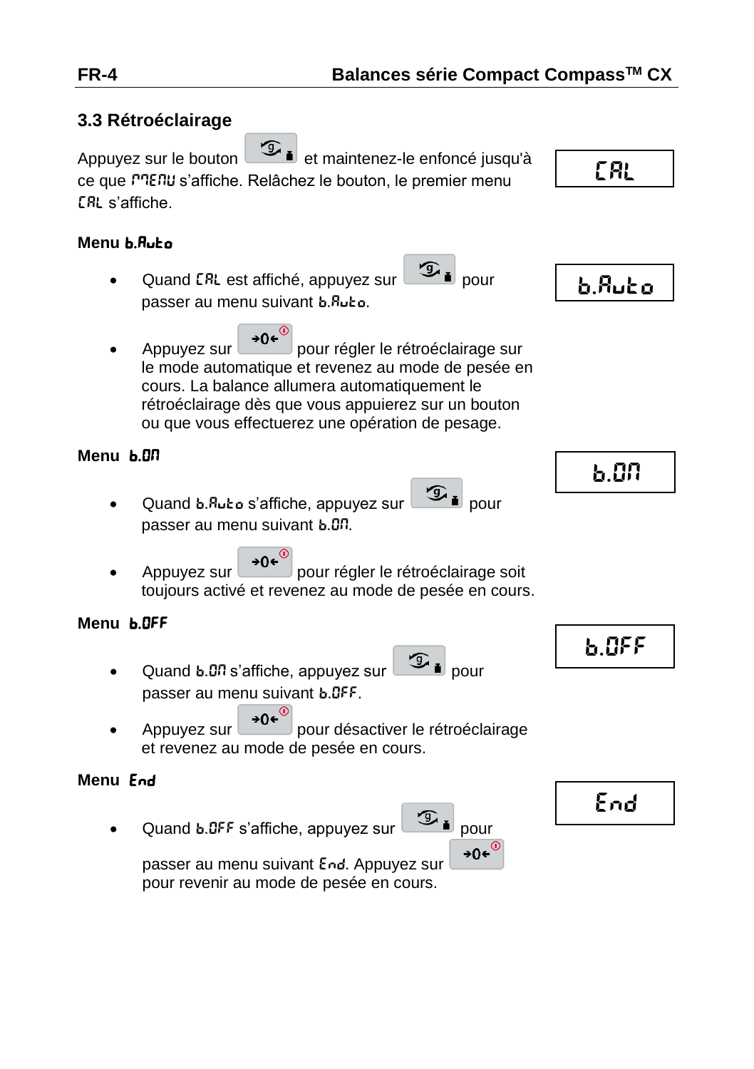## 3.3 Rétroéclairage

Appuyez sur le bouton [bouton] et maintenez-le enfoncé jusqu'à ce que MENU s'affiche. Relâchez le bouton, le premier menu CAL s'affiche.

CAL

### Menu b.Auto

- Quand CAL est affiché, appuyez sur [bouton] pour passer au menu suivant b.Auto.
- Appuyez sur →0← pour régler le rétroéclairage sur le mode automatique et revenez au mode de pesée en cours. La balance allumera automatiquement le rétroéclairage dès que vous appuierez sur un bouton ou que vous effectuerez une opération de pesage.

b.Auto

### Menu b.ON

- Quand b.Auto s'affiche, appuyez sur [bouton] pour passer au menu suivant b.ON.
- Appuyez sur →0← pour régler le rétroéclairage soit toujours activé et revenez au mode de pesée en cours.

b.ON

### Menu b.OFF

- Quand b.ON s'affiche, appuyez sur [bouton] pour passer au menu suivant b.OFF.
- Appuyez sur →0← pour désactiver le rétroéclairage et revenez au mode de pesée en cours.

b.OFF

### Menu End

- Quand b.OFF s'affiche, appuyez sur [bouton] pour passer au menu suivant End. Appuyez sur →0← pour revenir au mode de pesée en cours.

End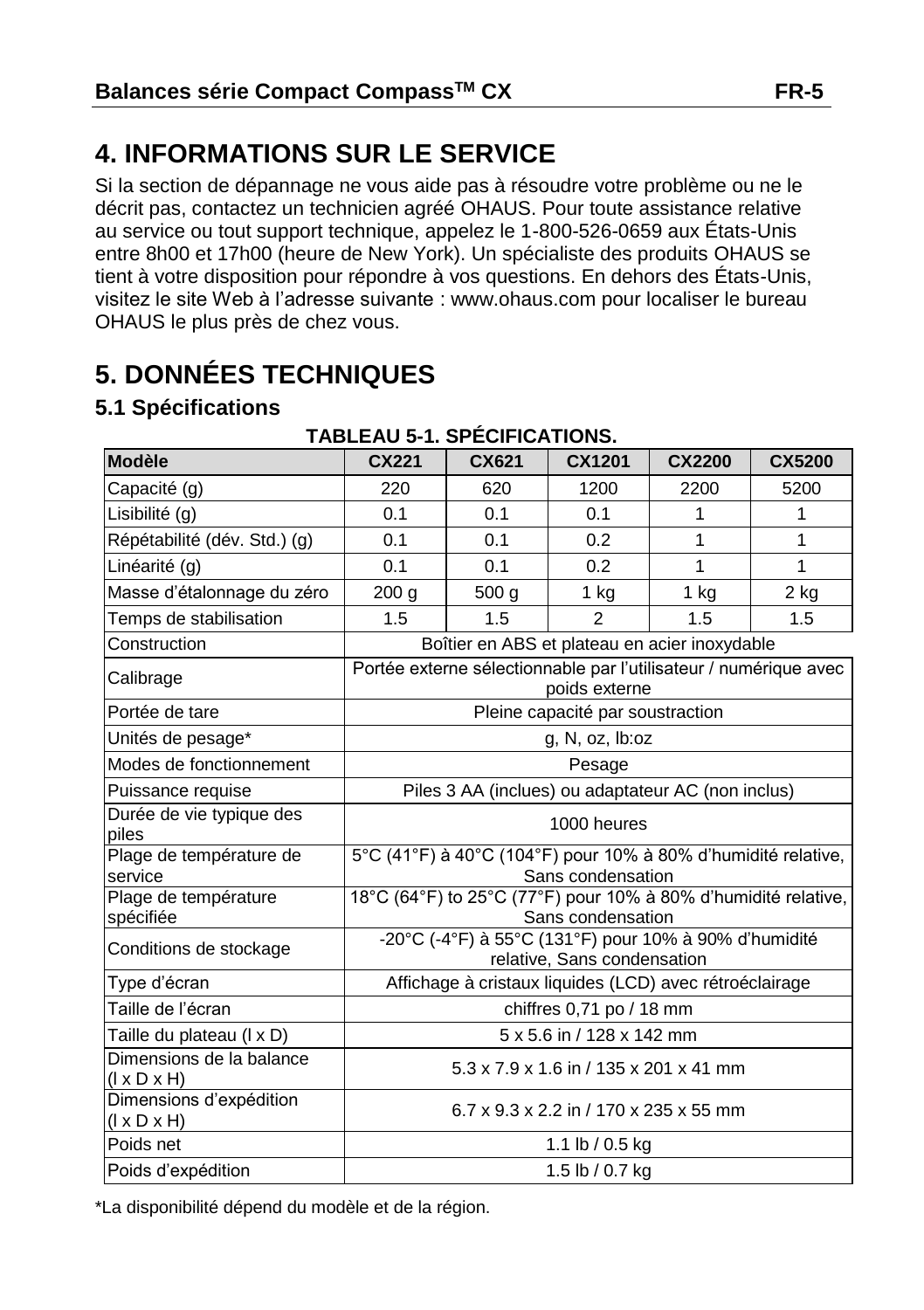# 4. INFORMATIONS SUR LE SERVICE

Si la section de dépannage ne vous aide pas à résoudre votre problème ou ne le décrit pas, contactez un technicien agréé OHAUS. Pour toute assistance relative au service ou tout support technique, appelez le 1-800-526-0659 aux États-Unis entre 8h00 et 17h00 (heure de New York). Un spécialiste des produits OHAUS se tient à votre disposition pour répondre à vos questions. En dehors des États-Unis, visitez le site Web à l'adresse suivante : www.ohaus.com pour localiser le bureau OHAUS le plus près de chez vous.

# 5. DONNÉES TECHNIQUES

## 5.1 Spécifications

**TABLEAU 5-1. SPÉCIFICATIONS.**

| Modèle | CX221 | CX621 | CX1201 | CX2200 | CX5200 |
|---|---|---|---|---|---|
| Capacité (g) | 220 | 620 | 1200 | 2200 | 5200 |
| Lisibilité (g) | 0.1 | 0.1 | 0.1 | 1 | 1 |
| Répétabilité (dév. Std.) (g) | 0.1 | 0.1 | 0.2 | 1 | 1 |
| Linéarité (g) | 0.1 | 0.1 | 0.2 | 1 | 1 |
| Masse d'étalonnage du zéro | 200 g | 500 g | 1 kg | 1 kg | 2 kg |
| Temps de stabilisation | 1.5 | 1.5 | 2 | 1.5 | 1.5 |
| Construction | Boîtier en ABS et plateau en acier inoxydable | | | | |
| Calibrage | Portée externe sélectionnable par l'utilisateur / numérique avec poids externe | | | | |
| Portée de tare | Pleine capacité par soustraction | | | | |
| Unités de pesage* | g, N, oz, lb:oz | | | | |
| Modes de fonctionnement | Pesage | | | | |
| Puissance requise | Piles 3 AA (inclues) ou adaptateur AC (non inclus) | | | | |
| Durée de vie typique des piles | 1000 heures | | | | |
| Plage de température de service | 5°C (41°F) à 40°C (104°F) pour 10% à 80% d'humidité relative, Sans condensation | | | | |
| Plage de température spécifiée | 18°C (64°F) to 25°C (77°F) pour 10% à 80% d'humidité relative, Sans condensation | | | | |
| Conditions de stockage | -20°C (-4°F) à 55°C (131°F) pour 10% à 90% d'humidité relative, Sans condensation | | | | |
| Type d'écran | Affichage à cristaux liquides (LCD) avec rétroéclairage | | | | |
| Taille de l'écran | chiffres 0,71 po / 18 mm | | | | |
| Taille du plateau (l x D) | 5 x 5.6 in / 128 x 142 mm | | | | |
| Dimensions de la balance (l x D x H) | 5.3 x 7.9 x 1.6 in / 135 x 201 x 41 mm | | | | |
| Dimensions d'expédition (l x D x H) | 6.7 x 9.3 x 2.2 in / 170 x 235 x 55 mm | | | | |
| Poids net | 1.1 lb / 0.5 kg | | | | |
| Poids d'expédition | 1.5 lb / 0.7 kg | | | | |

*La disponibilité dépend du modèle et de la région.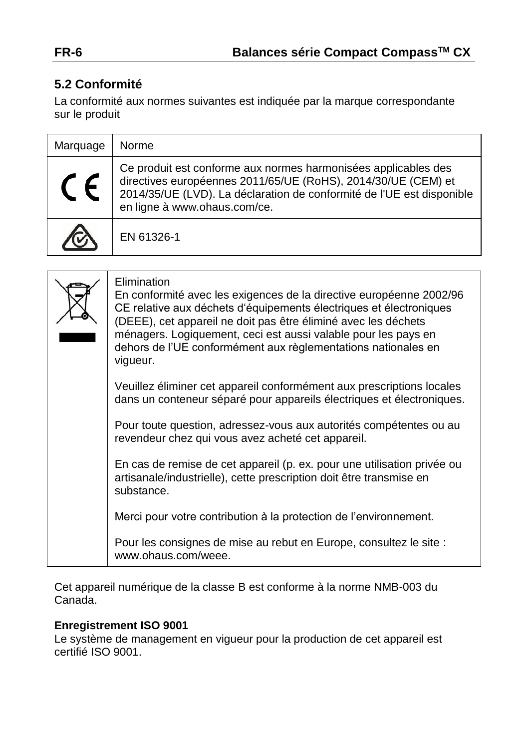## 5.2 Conformité

La conformité aux normes suivantes est indiquée par la marque correspondante sur le produit

| Marquage | Norme |
|---|---|
| CE | Ce produit est conforme aux normes harmonisées applicables des directives européennes 2011/65/UE (RoHS), 2014/30/UE (CEM) et 2014/35/UE (LVD). La déclaration de conformité de l'UE est disponible en ligne à www.ohaus.com/ce. |
| | EN 61326-1 |

| | |
|---|---|
| | Elimination<br>En conformité avec les exigences de la directive européenne 2002/96 CE relative aux déchets d'équipements électriques et électroniques (DEEE), cet appareil ne doit pas être éliminé avec les déchets ménagers. Logiquement, ceci est aussi valable pour les pays en dehors de l'UE conformément aux règlementations nationales en vigueur.<br><br>Veuillez éliminer cet appareil conformément aux prescriptions locales dans un conteneur séparé pour appareils électriques et électroniques.<br><br>Pour toute question, adressez-vous aux autorités compétentes ou au revendeur chez qui vous avez acheté cet appareil.<br><br>En cas de remise de cet appareil (p. ex. pour une utilisation privée ou artisanale/industrielle), cette prescription doit être transmise en substance.<br><br>Merci pour votre contribution à la protection de l'environnement.<br><br>Pour les consignes de mise au rebut en Europe, consultez le site : www.ohaus.com/weee. |

Cet appareil numérique de la classe B est conforme à la norme NMB-003 du Canada.

**Enregistrement ISO 9001**

Le système de management en vigueur pour la production de cet appareil est certifié ISO 9001.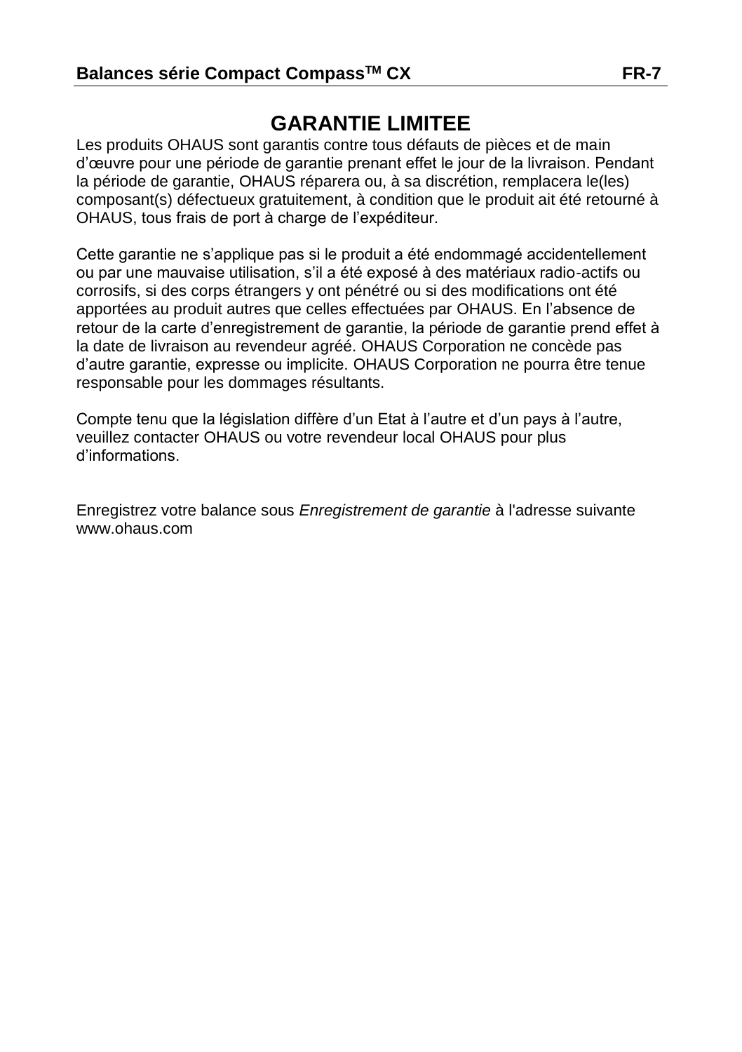# GARANTIE LIMITEE

Les produits OHAUS sont garantis contre tous défauts de pièces et de main d'œuvre pour une période de garantie prenant effet le jour de la livraison. Pendant la période de garantie, OHAUS réparera ou, à sa discrétion, remplacera le(les) composant(s) défectueux gratuitement, à condition que le produit ait été retourné à OHAUS, tous frais de port à charge de l'expéditeur.

Cette garantie ne s'applique pas si le produit a été endommagé accidentellement ou par une mauvaise utilisation, s'il a été exposé à des matériaux radio-actifs ou corrosifs, si des corps étrangers y ont pénétré ou si des modifications ont été apportées au produit autres que celles effectuées par OHAUS. En l'absence de retour de la carte d'enregistrement de garantie, la période de garantie prend effet à la date de livraison au revendeur agréé. OHAUS Corporation ne concède pas d'autre garantie, expresse ou implicite. OHAUS Corporation ne pourra être tenue responsable pour les dommages résultants.

Compte tenu que la législation diffère d'un Etat à l'autre et d'un pays à l'autre, veuillez contacter OHAUS ou votre revendeur local OHAUS pour plus d'informations.

Enregistrez votre balance sous *Enregistrement de garantie* à l'adresse suivante www.ohaus.com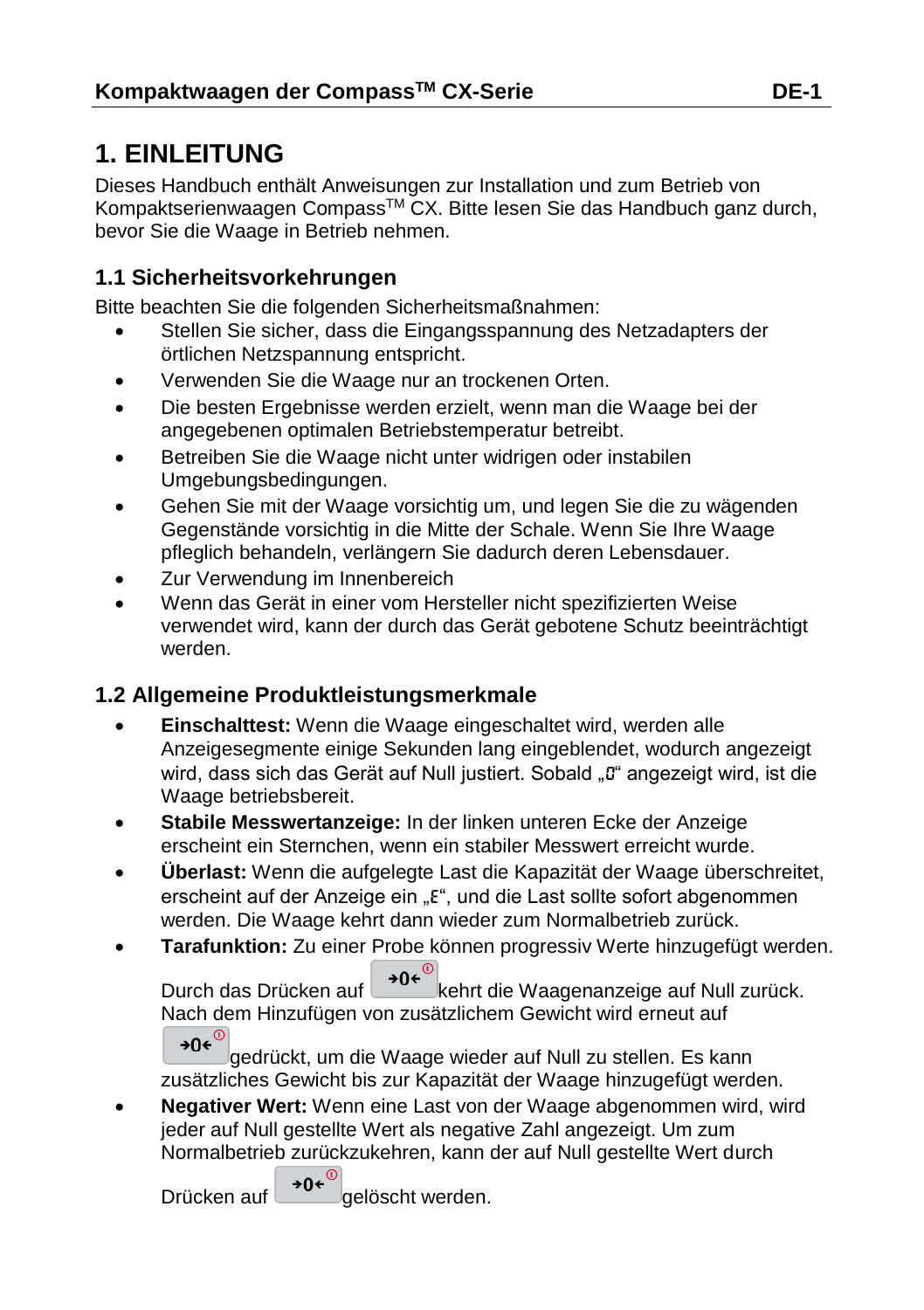# 1. EINLEITUNG

Dieses Handbuch enthält Anweisungen zur Installation und zum Betrieb von Kompaktserienwaagen Compass™ CX. Bitte lesen Sie das Handbuch ganz durch, bevor Sie die Waage in Betrieb nehmen.

## 1.1 Sicherheitsvorkehrungen

Bitte beachten Sie die folgenden Sicherheitsmaßnahmen:

- Stellen Sie sicher, dass die Eingangsspannung des Netzadapters der örtlichen Netzspannung entspricht.
- Verwenden Sie die Waage nur an trockenen Orten.
- Die besten Ergebnisse werden erzielt, wenn man die Waage bei der angegebenen optimalen Betriebstemperatur betreibt.
- Betreiben Sie die Waage nicht unter widrigen oder instabilen Umgebungsbedingungen.
- Gehen Sie mit der Waage vorsichtig um, und legen Sie die zu wägenden Gegenstände vorsichtig in die Mitte der Schale. Wenn Sie Ihre Waage pfleglich behandeln, verlängern Sie dadurch deren Lebensdauer.
- Zur Verwendung im Innenbereich
- Wenn das Gerät in einer vom Hersteller nicht spezifizierten Weise verwendet wird, kann der durch das Gerät gebotene Schutz beeinträchtigt werden.

## 1.2 Allgemeine Produktleistungsmerkmale

- **Einschalttest:** Wenn die Waage eingeschaltet wird, werden alle Anzeigesegmente einige Sekunden lang eingeblendet, wodurch angezeigt wird, dass sich das Gerät auf Null justiert. Sobald „0" angezeigt wird, ist die Waage betriebsbereit.
- **Stabile Messwertanzeige:** In der linken unteren Ecke der Anzeige erscheint ein Sternchen, wenn ein stabiler Messwert erreicht wurde.
- **Überlast:** Wenn die aufgelegte Last die Kapazität der Waage überschreitet, erscheint auf der Anzeige ein „E", und die Last sollte sofort abgenommen werden. Die Waage kehrt dann wieder zum Normalbetrieb zurück.
- **Tarafunktion:** Zu einer Probe können progressiv Werte hinzugefügt werden. Durch das Drücken auf →0← kehrt die Waagenanzeige auf Null zurück. Nach dem Hinzufügen von zusätzlichem Gewicht wird erneut auf →0← gedrückt, um die Waage wieder auf Null zu stellen. Es kann zusätzliches Gewicht bis zur Kapazität der Waage hinzugefügt werden.
- **Negativer Wert:** Wenn eine Last von der Waage abgenommen wird, wird jeder auf Null gestellte Wert als negative Zahl angezeigt. Um zum Normalbetrieb zurückzukehren, kann der auf Null gestellte Wert durch Drücken auf →0← gelöscht werden.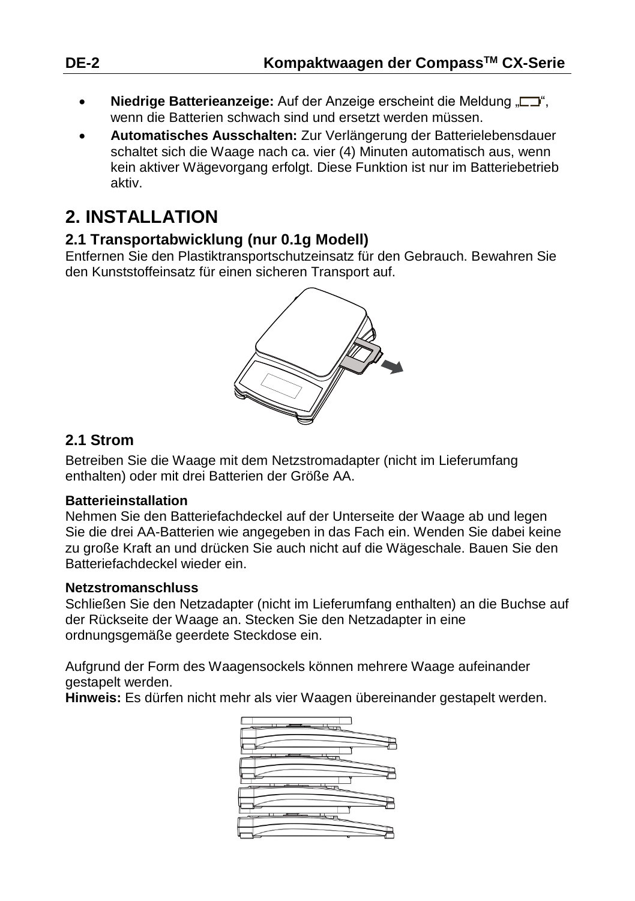- **Niedrige Batterieanzeige:** Auf der Anzeige erscheint die Meldung „▭“, wenn die Batterien schwach sind und ersetzt werden müssen.
- **Automatisches Ausschalten:** Zur Verlängerung der Batterielebensdauer schaltet sich die Waage nach ca. vier (4) Minuten automatisch aus, wenn kein aktiver Wägevorgang erfolgt. Diese Funktion ist nur im Batteriebetrieb aktiv.

# 2. INSTALLATION

## 2.1 Transportabwicklung (nur 0.1g Modell)

Entfernen Sie den Plastiktransportschutzeinsatz für den Gebrauch. Bewahren Sie den Kunststoffeinsatz für einen sicheren Transport auf.

## 2.1 Strom

Betreiben Sie die Waage mit dem Netzstromadapter (nicht im Lieferumfang enthalten) oder mit drei Batterien der Größe AA.

**Batterieinstallation**

Nehmen Sie den Batteriefachdeckel auf der Unterseite der Waage ab und legen Sie die drei AA-Batterien wie angegeben in das Fach ein. Wenden Sie dabei keine zu große Kraft an und drücken Sie auch nicht auf die Wägeschale. Bauen Sie den Batteriefachdeckel wieder ein.

**Netzstromanschluss**

Schließen Sie den Netzadapter (nicht im Lieferumfang enthalten) an die Buchse auf der Rückseite der Waage an. Stecken Sie den Netzadapter in eine ordnungsgemäße geerdete Steckdose ein.

Aufgrund der Form des Waagensockels können mehrere Waage aufeinander gestapelt werden.

**Hinweis:** Es dürfen nicht mehr als vier Waagen übereinander gestapelt werden.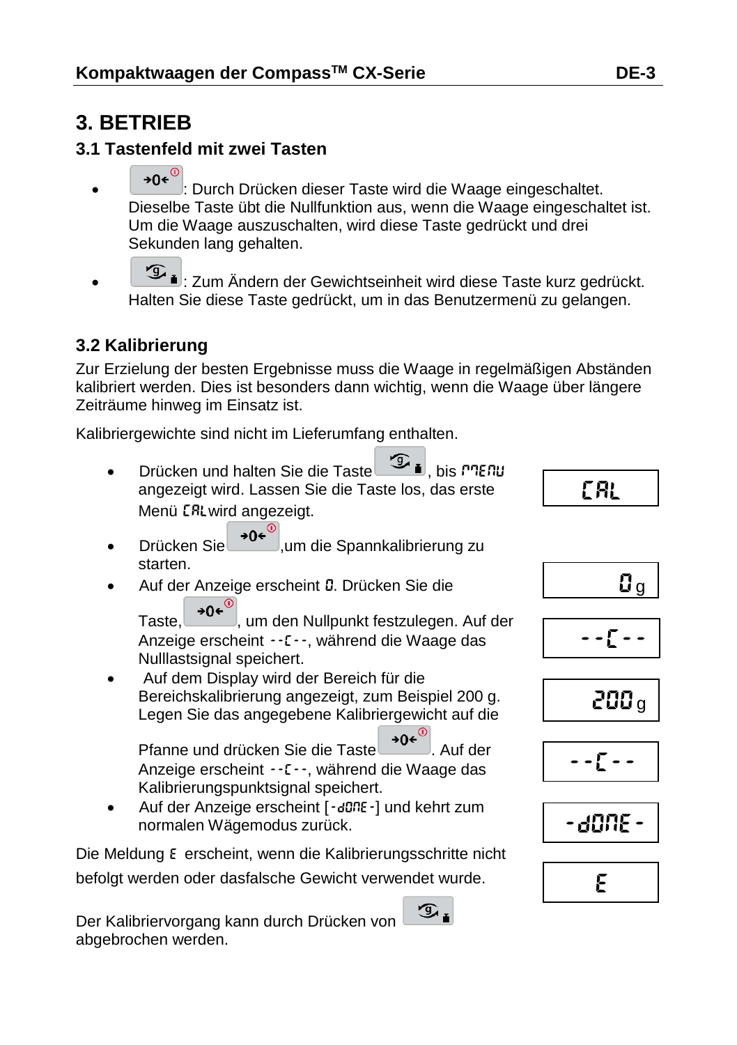# 3. BETRIEB

## 3.1 Tastenfeld mit zwei Tasten

- →0← : Durch Drücken dieser Taste wird die Waage eingeschaltet. Dieselbe Taste übt die Nullfunktion aus, wenn die Waage eingeschaltet ist. Um die Waage auszuschalten, wird diese Taste gedrückt und drei Sekunden lang gehalten.
- g : Zum Ändern der Gewichtseinheit wird diese Taste kurz gedrückt. Halten Sie diese Taste gedrückt, um in das Benutzermenü zu gelangen.

## 3.2 Kalibrierung

Zur Erzielung der besten Ergebnisse muss die Waage in regelmäßigen Abständen kalibriert werden. Dies ist besonders dann wichtig, wenn die Waage über längere Zeiträume hinweg im Einsatz ist.

Kalibriergewichte sind nicht im Lieferumfang enthalten.

- Drücken und halten Sie die Taste g, bis MENU angezeigt wird. Lassen Sie die Taste los, das erste Menü CAL wird angezeigt. — Anzeige: CAL
- Drücken Sie →0←, um die Spannkalibrierung zu starten.
- Auf der Anzeige erscheint 0. Drücken Sie die Taste →0←, um den Nullpunkt festzulegen. Auf der Anzeige erscheint --C--, während die Waage das Nulllastsignal speichert. — Anzeige: 0 g, --C--
- Auf dem Display wird der Bereich für die Bereichskalibrierung angezeigt, zum Beispiel 200 g. Legen Sie das angegebene Kalibriergewicht auf die Pfanne und drücken Sie die Taste →0←. Auf der Anzeige erscheint --C--, während die Waage das Kalibrierungspunktsignal speichert. — Anzeige: 200 g, --C--
- Auf der Anzeige erscheint [-dONE-] und kehrt zum normalen Wägemodus zurück. — Anzeige: -dONE-

Die Meldung E erscheint, wenn die Kalibrierungsschritte nicht befolgt werden oder dasfalsche Gewicht verwendet wurde. — Anzeige: E

Der Kalibriervorgang kann durch Drücken von g abgebrochen werden.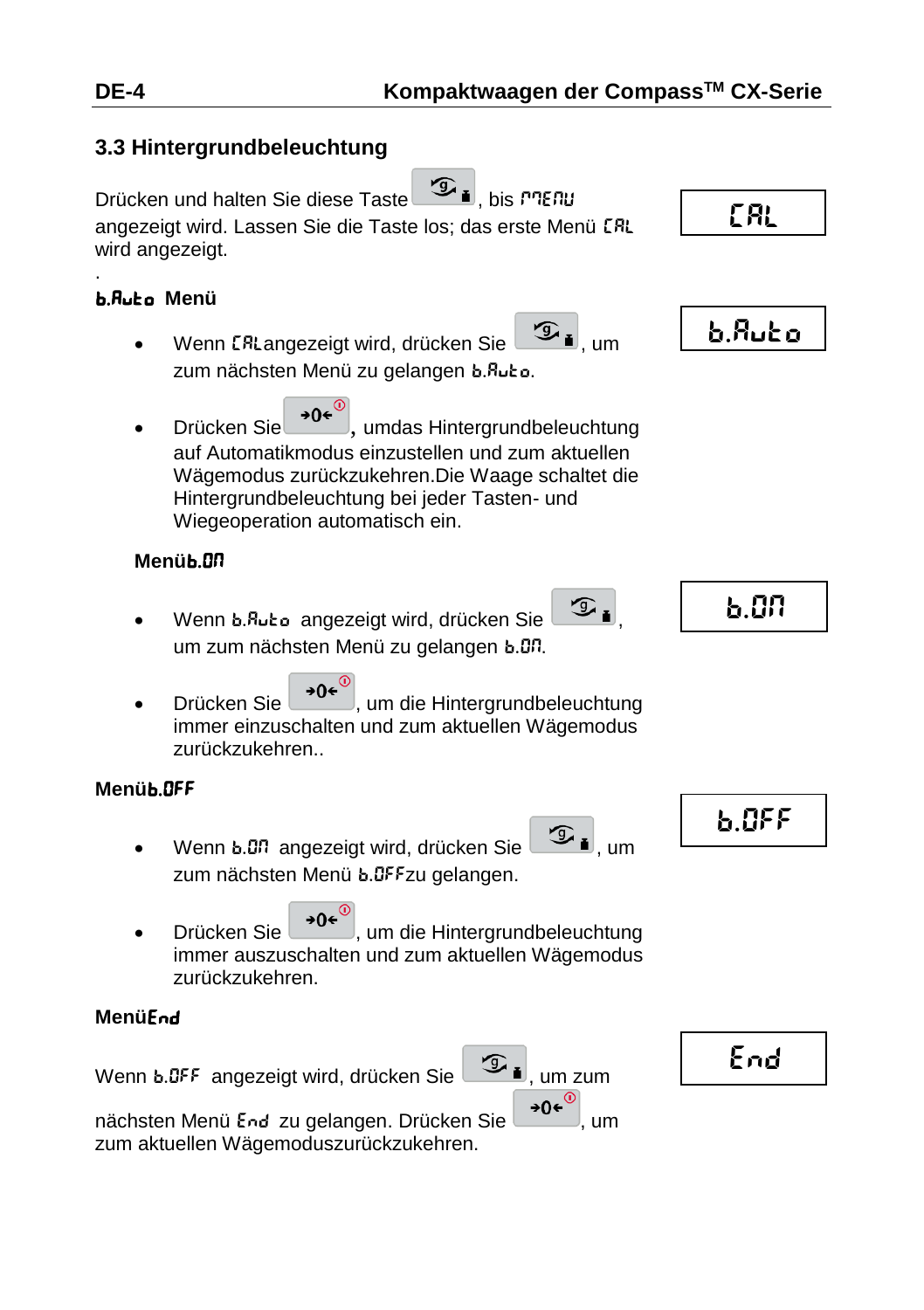## 3.3 Hintergrundbeleuchtung

Drücken und halten Sie diese Taste , bis MENU angezeigt wird. Lassen Sie die Taste los; das erste Menü CAL wird angezeigt.

CAL

.

**b.Auto Menü**

b.Auto

- Wenn CAL angezeigt wird, drücken Sie , um zum nächsten Menü zu gelangen b.Auto.
- Drücken Sie →0←, umdas Hintergrundbeleuchtung auf Automatikmodus einzustellen und zum aktuellen Wägemodus zurückzukehren.Die Waage schaltet die Hintergrundbeleuchtung bei jeder Tasten- und Wiegeoperation automatisch ein.

**Menüb.ON**

b.ON

- Wenn b.Auto angezeigt wird, drücken Sie , um zum nächsten Menü zu gelangen b.ON.
- Drücken Sie →0←, um die Hintergrundbeleuchtung immer einzuschalten und zum aktuellen Wägemodus zurückzukehren..

**Menüb.OFF**

b.OFF

- Wenn b.ON angezeigt wird, drücken Sie , um zum nächsten Menü b.OFFzu gelangen.
- Drücken Sie →0←, um die Hintergrundbeleuchtung immer auszuschalten und zum aktuellen Wägemodus zurückzukehren.

**MenüEnd**

End

Wenn b.OFF angezeigt wird, drücken Sie , um zum nächsten Menü End zu gelangen. Drücken Sie →0←, um zum aktuellen Wägemoduszurückzukehren.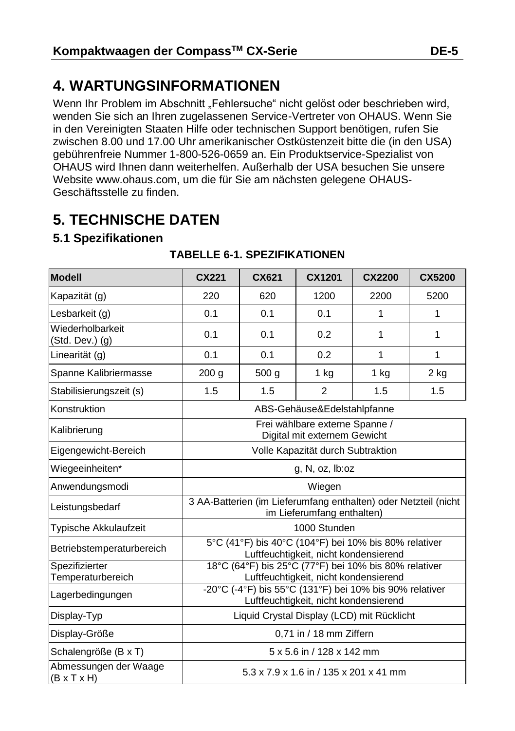# 4. WARTUNGSINFORMATIONEN

Wenn Ihr Problem im Abschnitt „Fehlersuche" nicht gelöst oder beschrieben wird, wenden Sie sich an Ihren zugelassenen Service-Vertreter von OHAUS. Wenn Sie in den Vereinigten Staaten Hilfe oder technischen Support benötigen, rufen Sie zwischen 8.00 und 17.00 Uhr amerikanischer Ostküstenzeit bitte die (in den USA) gebührenfreie Nummer 1-800-526-0659 an. Ein Produktservice-Spezialist von OHAUS wird Ihnen dann weiterhelfen. Außerhalb der USA besuchen Sie unsere Website www.ohaus.com, um die für Sie am nächsten gelegene OHAUS-Geschäftsstelle zu finden.

# 5. TECHNISCHE DATEN

## 5.1 Spezifikationen

**TABELLE 6-1. SPEZIFIKATIONEN**

| Modell | CX221 | CX621 | CX1201 | CX2200 | CX5200 |
|---|---|---|---|---|---|
| Kapazität (g) | 220 | 620 | 1200 | 2200 | 5200 |
| Lesbarkeit (g) | 0.1 | 0.1 | 0.1 | 1 | 1 |
| Wiederholbarkeit (Std. Dev.) (g) | 0.1 | 0.1 | 0.2 | 1 | 1 |
| Linearität (g) | 0.1 | 0.1 | 0.2 | 1 | 1 |
| Spanne Kalibriermasse | 200 g | 500 g | 1 kg | 1 kg | 2 kg |
| Stabilisierungszeit (s) | 1.5 | 1.5 | 2 | 1.5 | 1.5 |
| Konstruktion | ABS-Gehäuse&Edelstahlpfanne | | | | |
| Kalibrierung | Frei wählbare externe Spanne / Digital mit externem Gewicht | | | | |
| Eigengewicht-Bereich | Volle Kapazität durch Subtraktion | | | | |
| Wiegeeinheiten* | g, N, oz, lb:oz | | | | |
| Anwendungsmodi | Wiegen | | | | |
| Leistungsbedarf | 3 AA-Batterien (im Lieferumfang enthalten) oder Netzteil (nicht im Lieferumfang enthalten) | | | | |
| Typische Akkulaufzeit | 1000 Stunden | | | | |
| Betriebstemperaturbereich | 5°C (41°F) bis 40°C (104°F) bei 10% bis 80% relativer Luftfeuchtigkeit, nicht kondensierend | | | | |
| Spezifizierter Temperaturbereich | 18°C (64°F) bis 25°C (77°F) bei 10% bis 80% relativer Luftfeuchtigkeit, nicht kondensierend | | | | |
| Lagerbedingungen | -20°C (-4°F) bis 55°C (131°F) bei 10% bis 90% relativer Luftfeuchtigkeit, nicht kondensierend | | | | |
| Display-Typ | Liquid Crystal Display (LCD) mit Rücklicht | | | | |
| Display-Größe | 0,71 in / 18 mm Ziffern | | | | |
| Schalengröße (B x T) | 5 x 5.6 in / 128 x 142 mm | | | | |
| Abmessungen der Waage (B x T x H) | 5.3 x 7.9 x 1.6 in / 135 x 201 x 41 mm | | | | |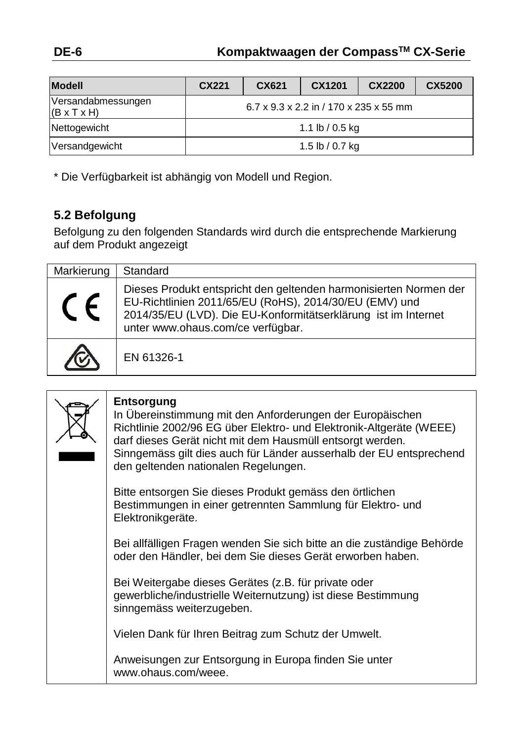| Modell | CX221 | CX621 | CX1201 | CX2200 | CX5200 |
|---|---|---|---|---|---|
| Versandabmessungen (B x T x H) | 6.7 x 9.3 x 2.2 in / 170 x 235 x 55 mm | | | | |
| Nettogewicht | 1.1 lb / 0.5 kg | | | | |
| Versandgewicht | 1.5 lb / 0.7 kg | | | | |

* Die Verfügbarkeit ist abhängig von Modell und Region.

## 5.2 Befolgung

Befolgung zu den folgenden Standards wird durch die entsprechende Markierung auf dem Produkt angezeigt

| Markierung | Standard |
|---|---|
| CE | Dieses Produkt entspricht den geltenden harmonisierten Normen der EU-Richtlinien 2011/65/EU (RoHS), 2014/30/EU (EMV) und 2014/35/EU (LVD). Die EU-Konformitätserklärung ist im Internet unter www.ohaus.com/ce verfügbar. |
| | EN 61326-1 |

**Entsorgung**
In Übereinstimmung mit den Anforderungen der Europäischen Richtlinie 2002/96 EG über Elektro- und Elektronik-Altgeräte (WEEE) darf dieses Gerät nicht mit dem Hausmüll entsorgt werden. Sinngemäss gilt dies auch für Länder ausserhalb der EU entsprechend den geltenden nationalen Regelungen.

Bitte entsorgen Sie dieses Produkt gemäss den örtlichen Bestimmungen in einer getrennten Sammlung für Elektro- und Elektronikgeräte.

Bei allfälligen Fragen wenden Sie sich bitte an die zuständige Behörde oder den Händler, bei dem Sie dieses Gerät erworben haben.

Bei Weitergabe dieses Gerätes (z.B. für private oder gewerbliche/industrielle Weiternutzung) ist diese Bestimmung sinngemäss weiterzugeben.

Vielen Dank für Ihren Beitrag zum Schutz der Umwelt.

Anweisungen zur Entsorgung in Europa finden Sie unter www.ohaus.com/weee.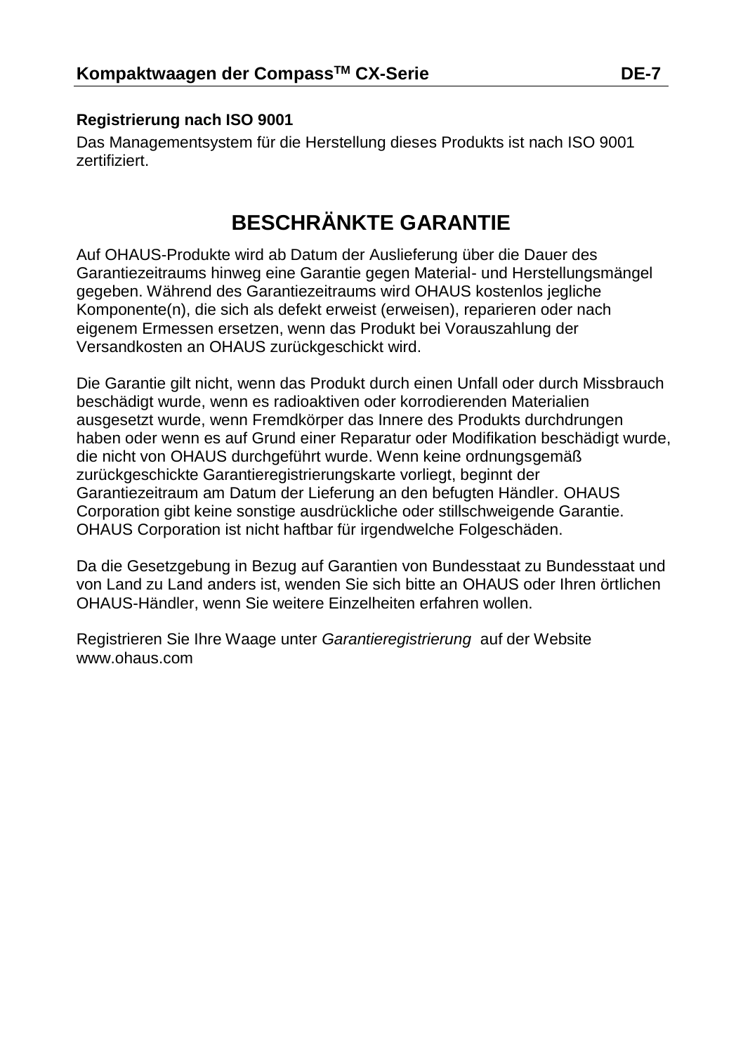### Registrierung nach ISO 9001

Das Managementsystem für die Herstellung dieses Produkts ist nach ISO 9001 zertifiziert.

## BESCHRÄNKTE GARANTIE

Auf OHAUS-Produkte wird ab Datum der Auslieferung über die Dauer des Garantiezeitraums hinweg eine Garantie gegen Material- und Herstellungsmängel gegeben. Während des Garantiezeitraums wird OHAUS kostenlos jegliche Komponente(n), die sich als defekt erweist (erweisen), reparieren oder nach eigenem Ermessen ersetzen, wenn das Produkt bei Vorauszahlung der Versandkosten an OHAUS zurückgeschickt wird.

Die Garantie gilt nicht, wenn das Produkt durch einen Unfall oder durch Missbrauch beschädigt wurde, wenn es radioaktiven oder korrodierenden Materialien ausgesetzt wurde, wenn Fremdkörper das Innere des Produkts durchdrungen haben oder wenn es auf Grund einer Reparatur oder Modifikation beschädigt wurde, die nicht von OHAUS durchgeführt wurde. Wenn keine ordnungsgemäß zurückgeschickte Garantieregistrierungskarte vorliegt, beginnt der Garantiezeitraum am Datum der Lieferung an den befugten Händler. OHAUS Corporation gibt keine sonstige ausdrückliche oder stillschweigende Garantie. OHAUS Corporation ist nicht haftbar für irgendwelche Folgeschäden.

Da die Gesetzgebung in Bezug auf Garantien von Bundesstaat zu Bundesstaat und von Land zu Land anders ist, wenden Sie sich bitte an OHAUS oder Ihren örtlichen OHAUS-Händler, wenn Sie weitere Einzelheiten erfahren wollen.

Registrieren Sie Ihre Waage unter *Garantieregistrierung* auf der Website www.ohaus.com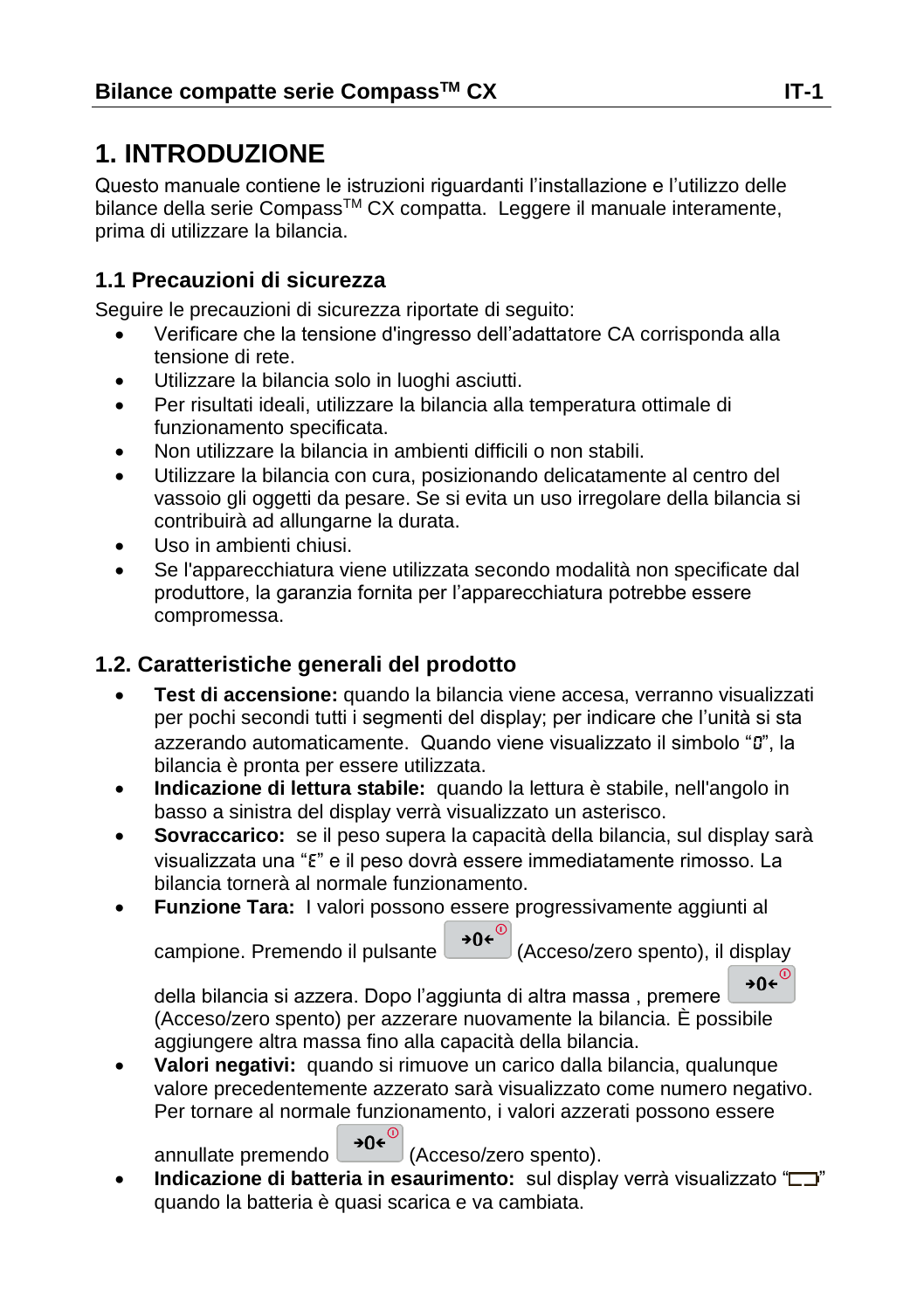# 1. INTRODUZIONE

Questo manuale contiene le istruzioni riguardanti l'installazione e l'utilizzo delle bilance della serie Compass™ CX compatta. Leggere il manuale interamente, prima di utilizzare la bilancia.

## 1.1 Precauzioni di sicurezza

Seguire le precauzioni di sicurezza riportate di seguito:

- Verificare che la tensione d'ingresso dell'adattatore CA corrisponda alla tensione di rete.
- Utilizzare la bilancia solo in luoghi asciutti.
- Per risultati ideali, utilizzare la bilancia alla temperatura ottimale di funzionamento specificata.
- Non utilizzare la bilancia in ambienti difficili o non stabili.
- Utilizzare la bilancia con cura, posizionando delicatamente al centro del vassoio gli oggetti da pesare. Se si evita un uso irregolare della bilancia si contribuirà ad allungarne la durata.
- Uso in ambienti chiusi.
- Se l'apparecchiatura viene utilizzata secondo modalità non specificate dal produttore, la garanzia fornita per l'apparecchiatura potrebbe essere compromessa.

## 1.2. Caratteristiche generali del prodotto

- **Test di accensione:** quando la bilancia viene accesa, verranno visualizzati per pochi secondi tutti i segmenti del display; per indicare che l'unità si sta azzerando automaticamente. Quando viene visualizzato il simbolo "0", la bilancia è pronta per essere utilizzata.
- **Indicazione di lettura stabile:** quando la lettura è stabile, nell'angolo in basso a sinistra del display verrà visualizzato un asterisco.
- **Sovraccarico:** se il peso supera la capacità della bilancia, sul display sarà visualizzata una "E" e il peso dovrà essere immediatamente rimosso. La bilancia tornerà al normale funzionamento.
- **Funzione Tara:** I valori possono essere progressivamente aggiunti al campione. Premendo il pulsante →0← (Acceso/zero spento), il display della bilancia si azzera. Dopo l'aggiunta di altra massa , premere →0← (Acceso/zero spento) per azzerare nuovamente la bilancia. È possibile aggiungere altra massa fino alla capacità della bilancia.
- **Valori negativi:** quando si rimuove un carico dalla bilancia, qualunque valore precedentemente azzerato sarà visualizzato come numero negativo. Per tornare al normale funzionamento, i valori azzerati possono essere annullate premendo →0← (Acceso/zero spento).
- **Indicazione di batteria in esaurimento:** sul display verrà visualizzato "▭" quando la batteria è quasi scarica e va cambiata.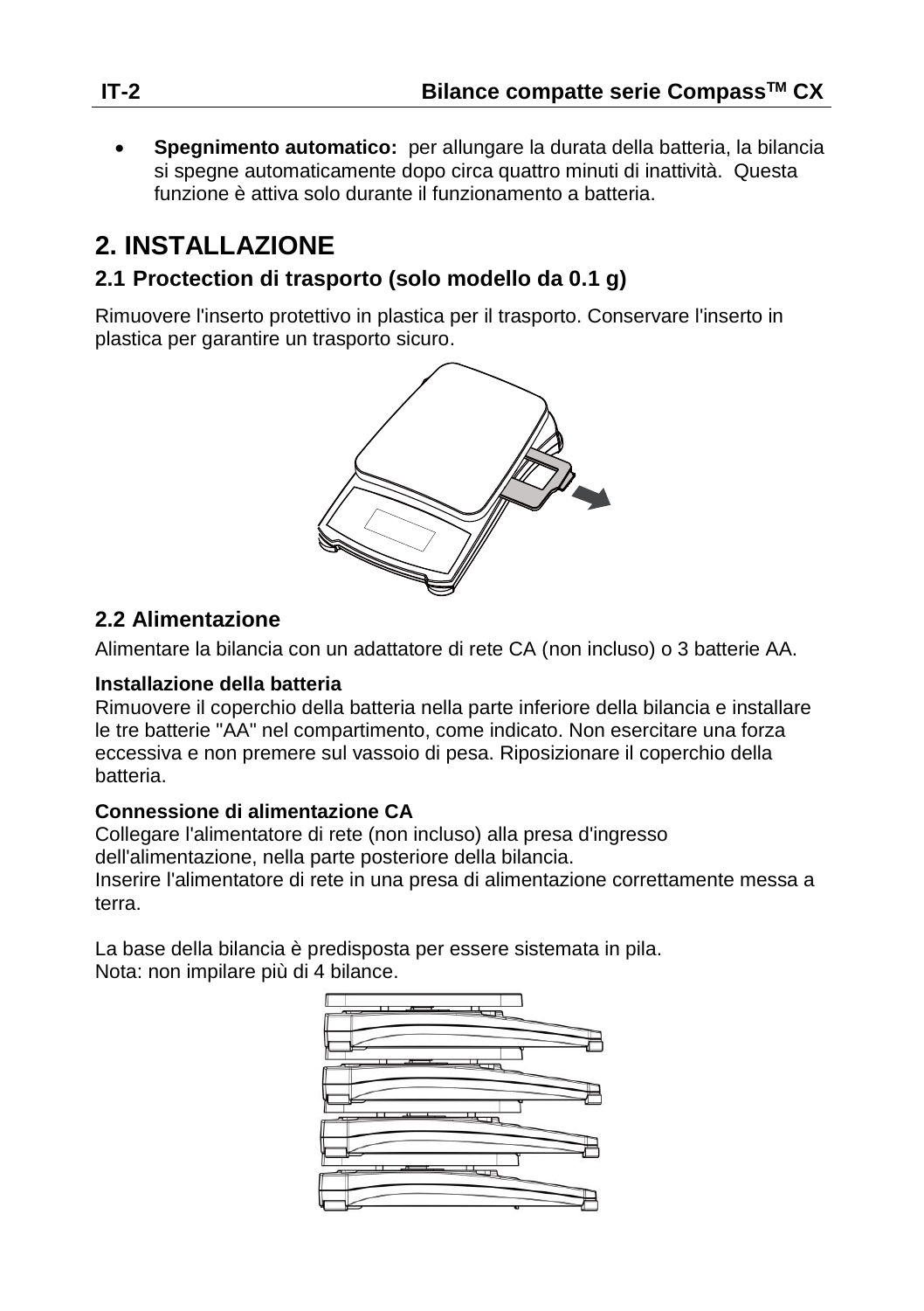- **Spegnimento automatico:** per allungare la durata della batteria, la bilancia si spegne automaticamente dopo circa quattro minuti di inattività. Questa funzione è attiva solo durante il funzionamento a batteria.

# 2. INSTALLAZIONE

## 2.1 Proctection di trasporto (solo modello da 0.1 g)

Rimuovere l'inserto protettivo in plastica per il trasporto. Conservare l'inserto in plastica per garantire un trasporto sicuro.

## 2.2 Alimentazione

Alimentare la bilancia con un adattatore di rete CA (non incluso) o 3 batterie AA.

**Installazione della batteria**
Rimuovere il coperchio della batteria nella parte inferiore della bilancia e installare le tre batterie "AA" nel compartimento, come indicato. Non esercitare una forza eccessiva e non premere sul vassoio di pesa. Riposizionare il coperchio della batteria.

**Connessione di alimentazione CA**
Collegare l'alimentatore di rete (non incluso) alla presa d'ingresso dell'alimentazione, nella parte posteriore della bilancia.
Inserire l'alimentatore di rete in una presa di alimentazione correttamente messa a terra.

La base della bilancia è predisposta per essere sistemata in pila.
Nota: non impilare più di 4 bilance.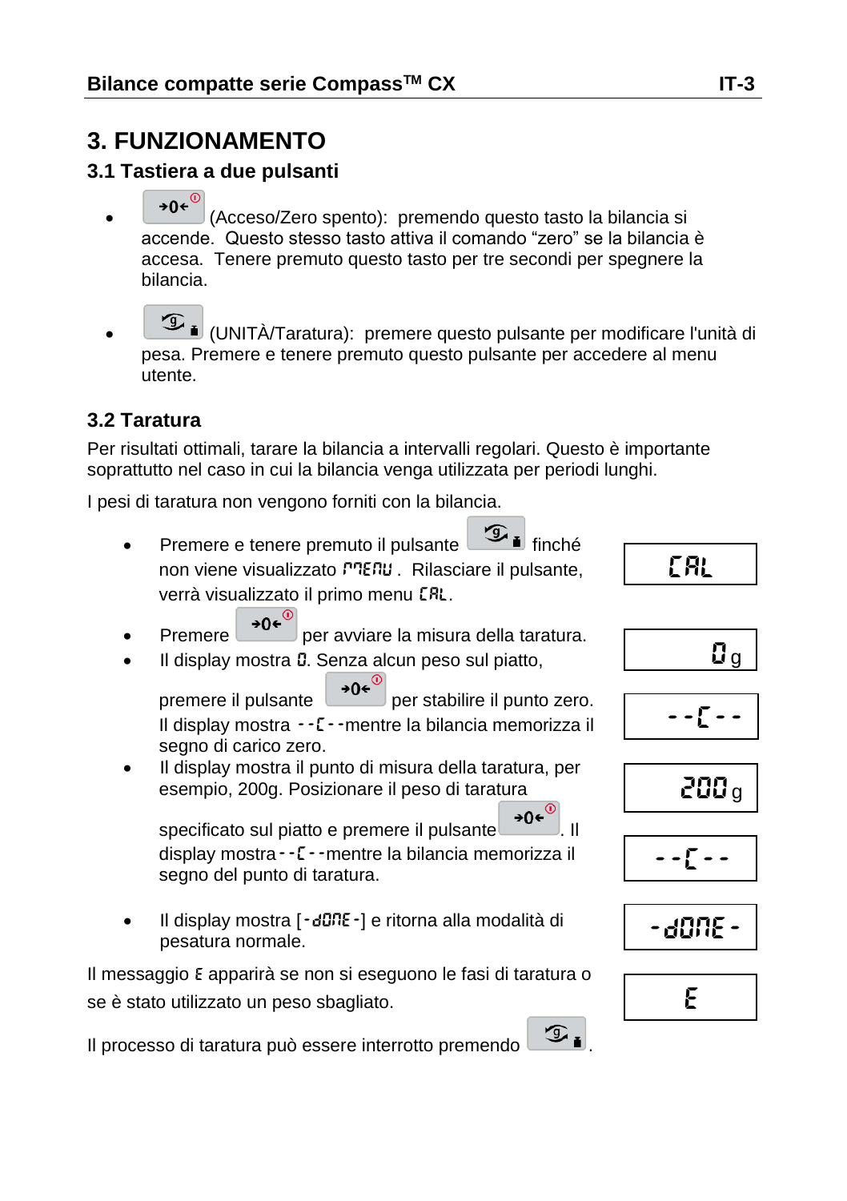# 3. FUNZIONAMENTO

## 3.1 Tastiera a due pulsanti

- →0← (Acceso/Zero spento): premendo questo tasto la bilancia si accende. Questo stesso tasto attiva il comando "zero" se la bilancia è accesa. Tenere premuto questo tasto per tre secondi per spegnere la bilancia.
- (UNITÀ/Taratura): premere questo pulsante per modificare l'unità di pesa. Premere e tenere premuto questo pulsante per accedere al menu utente.

## 3.2 Taratura

Per risultati ottimali, tarare la bilancia a intervalli regolari. Questo è importante soprattutto nel caso in cui la bilancia venga utilizzata per periodi lunghi.

I pesi di taratura non vengono forniti con la bilancia.

- Premere e tenere premuto il pulsante finché non viene visualizzato MENU. Rilasciare il pulsante, verrà visualizzato il primo menu CAL.
- Premere →0← per avviare la misura della taratura.
- Il display mostra 0. Senza alcun peso sul piatto, premere il pulsante →0← per stabilire il punto zero. Il display mostra --C--mentre la bilancia memorizza il segno di carico zero.
- Il display mostra il punto di misura della taratura, per esempio, 200g. Posizionare il peso di taratura specificato sul piatto e premere il pulsante →0←. Il display mostra--C--mentre la bilancia memorizza il segno del punto di taratura.
- Il display mostra [-dONE-] e ritorna alla modalità di pesatura normale.

CAL

0 g

--C--

200 g

--C--

-dONE-

E

Il messaggio E apparirà se non si eseguono le fasi di taratura o se è stato utilizzato un peso sbagliato.

Il processo di taratura può essere interrotto premendo .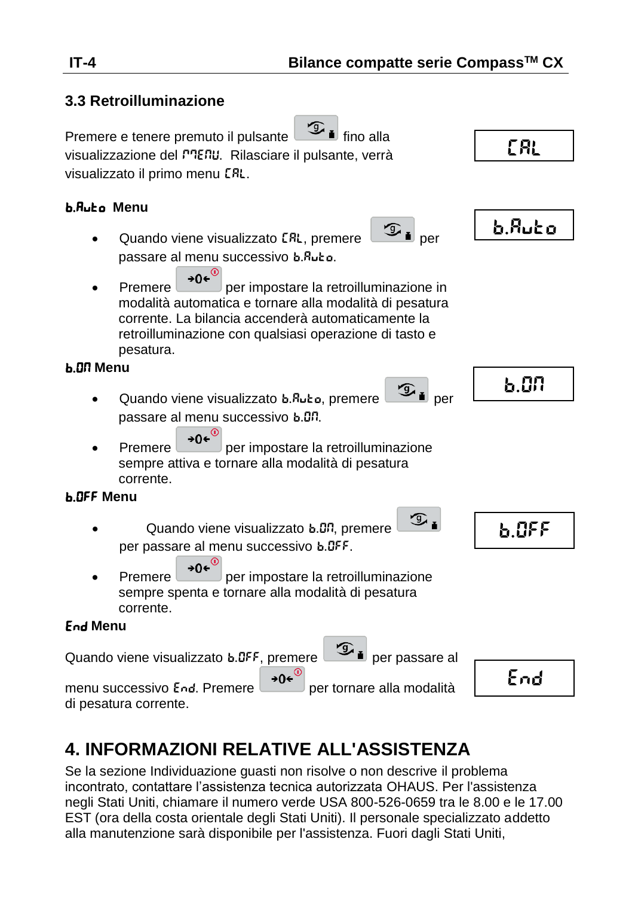### 3.3 Retroilluminazione

Premere e tenere premuto il pulsante [tasto] fino alla visualizzazione del MENU. Rilasciare il pulsante, verrà visualizzato il primo menu CAL.

CAL

#### b.Auto Menu

b.Auto

- Quando viene visualizzato CAL, premere [tasto] per passare al menu successivo b.Auto.
- Premere [→0←] per impostare la retroilluminazione in modalità automatica e tornare alla modalità di pesatura corrente. La bilancia accenderà automaticamente la retroilluminazione con qualsiasi operazione di tasto e pesatura.

#### b.On Menu

b.On

- Quando viene visualizzato b.Auto, premere [tasto] per passare al menu successivo b.On.
- Premere [→0←] per impostare la retroilluminazione sempre attiva e tornare alla modalità di pesatura corrente.

#### b.OFF Menu

b.OFF

- Quando viene visualizzato b.On, premere [tasto] per passare al menu successivo b.OFF.
- Premere [→0←] per impostare la retroilluminazione sempre spenta e tornare alla modalità di pesatura corrente.

#### End Menu

End

Quando viene visualizzato b.OFF, premere [tasto] per passare al menu successivo End. Premere [→0←] per tornare alla modalità di pesatura corrente.

## 4. INFORMAZIONI RELATIVE ALL'ASSISTENZA

Se la sezione Individuazione guasti non risolve o non descrive il problema incontrato, contattare l'assistenza tecnica autorizzata OHAUS. Per l'assistenza negli Stati Uniti, chiamare il numero verde USA 800-526-0659 tra le 8.00 e le 17.00 EST (ora della costa orientale degli Stati Uniti). Il personale specializzato addetto alla manutenzione sarà disponibile per l'assistenza. Fuori dagli Stati Uniti,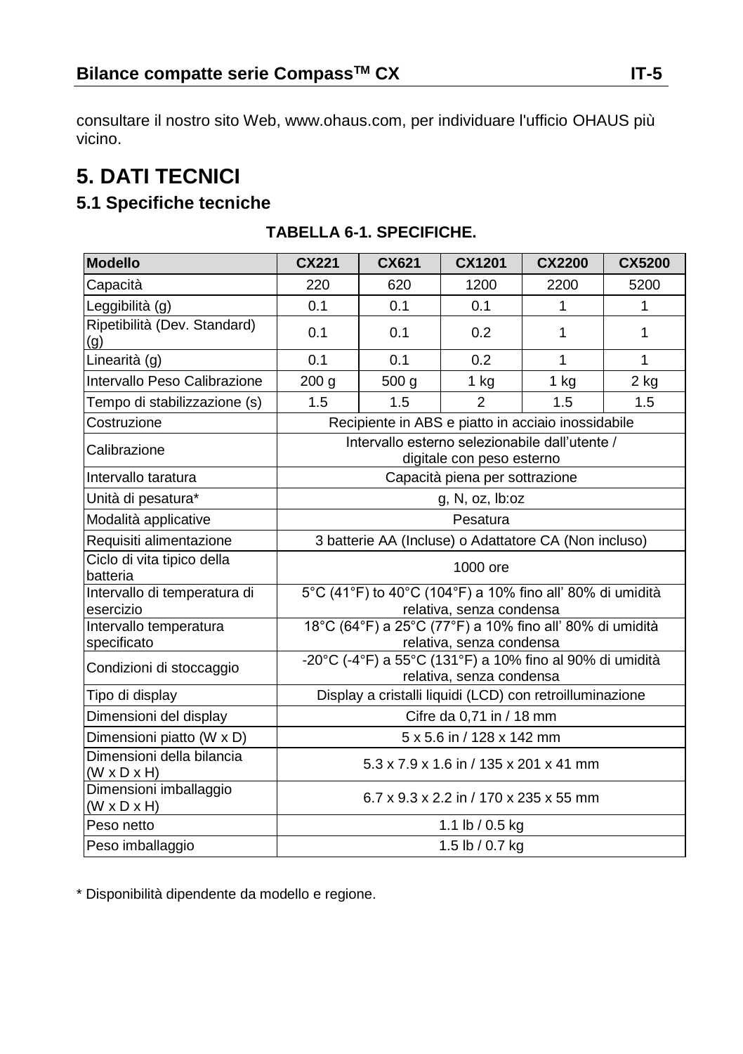consultare il nostro sito Web, www.ohaus.com, per individuare l'ufficio OHAUS più vicino.

# 5. DATI TECNICI

## 5.1 Specifiche tecniche

**TABELLA 6-1. SPECIFICHE.**

| Modello | CX221 | CX621 | CX1201 | CX2200 | CX5200 |
|---|---|---|---|---|---|
| Capacità | 220 | 620 | 1200 | 2200 | 5200 |
| Leggibilità (g) | 0.1 | 0.1 | 0.1 | 1 | 1 |
| Ripetibilità (Dev. Standard) (g) | 0.1 | 0.1 | 0.2 | 1 | 1 |
| Linearità (g) | 0.1 | 0.1 | 0.2 | 1 | 1 |
| Intervallo Peso Calibrazione | 200 g | 500 g | 1 kg | 1 kg | 2 kg |
| Tempo di stabilizzazione (s) | 1.5 | 1.5 | 2 | 1.5 | 1.5 |
| Costruzione | Recipiente in ABS e piatto in acciaio inossidabile | | | | |
| Calibrazione | Intervallo esterno selezionabile dall'utente / digitale con peso esterno | | | | |
| Intervallo taratura | Capacità piena per sottrazione | | | | |
| Unità di pesatura* | g, N, oz, lb:oz | | | | |
| Modalità applicative | Pesatura | | | | |
| Requisiti alimentazione | 3 batterie AA (Incluse) o Adattatore CA (Non incluso) | | | | |
| Ciclo di vita tipico della batteria | 1000 ore | | | | |
| Intervallo di temperatura di esercizio | 5°C (41°F) to 40°C (104°F) a 10% fino all' 80% di umidità relativa, senza condensa | | | | |
| Intervallo temperatura specificato | 18°C (64°F) a 25°C (77°F) a 10% fino all' 80% di umidità relativa, senza condensa | | | | |
| Condizioni di stoccaggio | -20°C (-4°F) a 55°C (131°F) a 10% fino al 90% di umidità relativa, senza condensa | | | | |
| Tipo di display | Display a cristalli liquidi (LCD) con retroilluminazione | | | | |
| Dimensioni del display | Cifre da 0,71 in / 18 mm | | | | |
| Dimensioni piatto (W x D) | 5 x 5.6 in / 128 x 142 mm | | | | |
| Dimensioni della bilancia (W x D x H) | 5.3 x 7.9 x 1.6 in / 135 x 201 x 41 mm | | | | |
| Dimensioni imballaggio (W x D x H) | 6.7 x 9.3 x 2.2 in / 170 x 235 x 55 mm | | | | |
| Peso netto | 1.1 lb / 0.5 kg | | | | |
| Peso imballaggio | 1.5 lb / 0.7 kg | | | | |

* Disponibilità dipendente da modello e regione.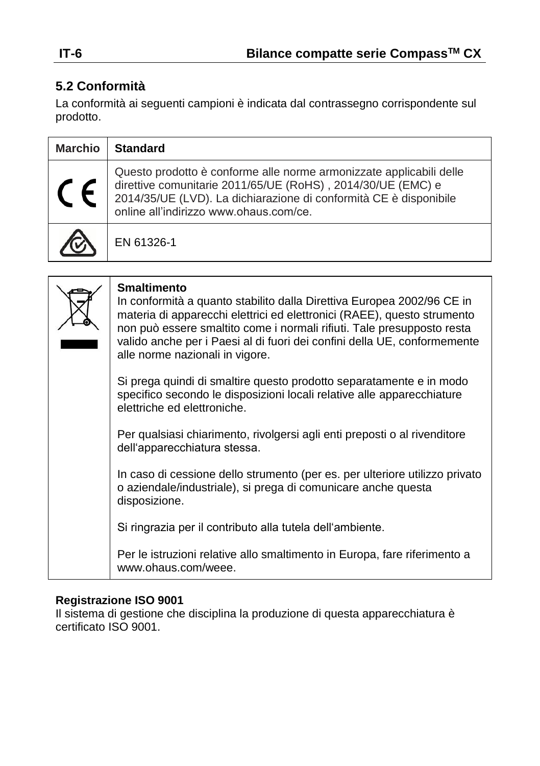## 5.2 Conformità

La conformità ai seguenti campioni è indicata dal contrassegno corrispondente sul prodotto.

| Marchio | Standard |
| --- | --- |
| CE | Questo prodotto è conforme alle norme armonizzate applicabili delle direttive comunitarie 2011/65/UE (RoHS) , 2014/30/UE (EMC) e 2014/35/UE (LVD). La dichiarazione di conformità CE è disponibile online all'indirizzo www.ohaus.com/ce. |
| | EN 61326-1 |

**Smaltimento**

In conformità a quanto stabilito dalla Direttiva Europea 2002/96 CE in materia di apparecchi elettrici ed elettronici (RAEE), questo strumento non può essere smaltito come i normali rifiuti. Tale presupposto resta valido anche per i Paesi al di fuori dei confini della UE, conformemente alle norme nazionali in vigore.

Si prega quindi di smaltire questo prodotto separatamente e in modo specifico secondo le disposizioni locali relative alle apparecchiature elettriche ed elettroniche.

Per qualsiasi chiarimento, rivolgersi agli enti preposti o al rivenditore dell'apparecchiatura stessa.

In caso di cessione dello strumento (per es. per ulteriore utilizzo privato o aziendale/industriale), si prega di comunicare anche questa disposizione.

Si ringrazia per il contributo alla tutela dell'ambiente.

Per le istruzioni relative allo smaltimento in Europa, fare riferimento a www.ohaus.com/weee.

**Registrazione ISO 9001**

Il sistema di gestione che disciplina la produzione di questa apparecchiatura è certificato ISO 9001.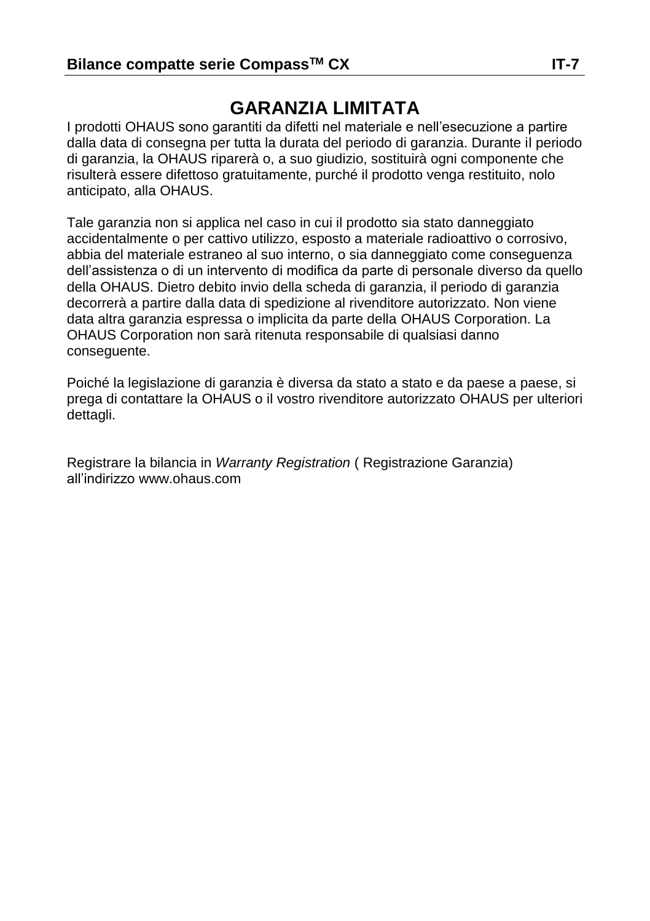# GARANZIA LIMITATA

I prodotti OHAUS sono garantiti da difetti nel materiale e nell'esecuzione a partire dalla data di consegna per tutta la durata del periodo di garanzia. Durante il periodo di garanzia, la OHAUS riparerà o, a suo giudizio, sostituirà ogni componente che risulterà essere difettoso gratuitamente, purché il prodotto venga restituito, nolo anticipato, alla OHAUS.

Tale garanzia non si applica nel caso in cui il prodotto sia stato danneggiato accidentalmente o per cattivo utilizzo, esposto a materiale radioattivo o corrosivo, abbia del materiale estraneo al suo interno, o sia danneggiato come conseguenza dell'assistenza o di un intervento di modifica da parte di personale diverso da quello della OHAUS. Dietro debito invio della scheda di garanzia, il periodo di garanzia decorrerà a partire dalla data di spedizione al rivenditore autorizzato. Non viene data altra garanzia espressa o implicita da parte della OHAUS Corporation. La OHAUS Corporation non sarà ritenuta responsabile di qualsiasi danno conseguente.

Poiché la legislazione di garanzia è diversa da stato a stato e da paese a paese, si prega di contattare la OHAUS o il vostro rivenditore autorizzato OHAUS per ulteriori dettagli.

Registrare la bilancia in *Warranty Registration* ( Registrazione Garanzia) all'indirizzo www.ohaus.com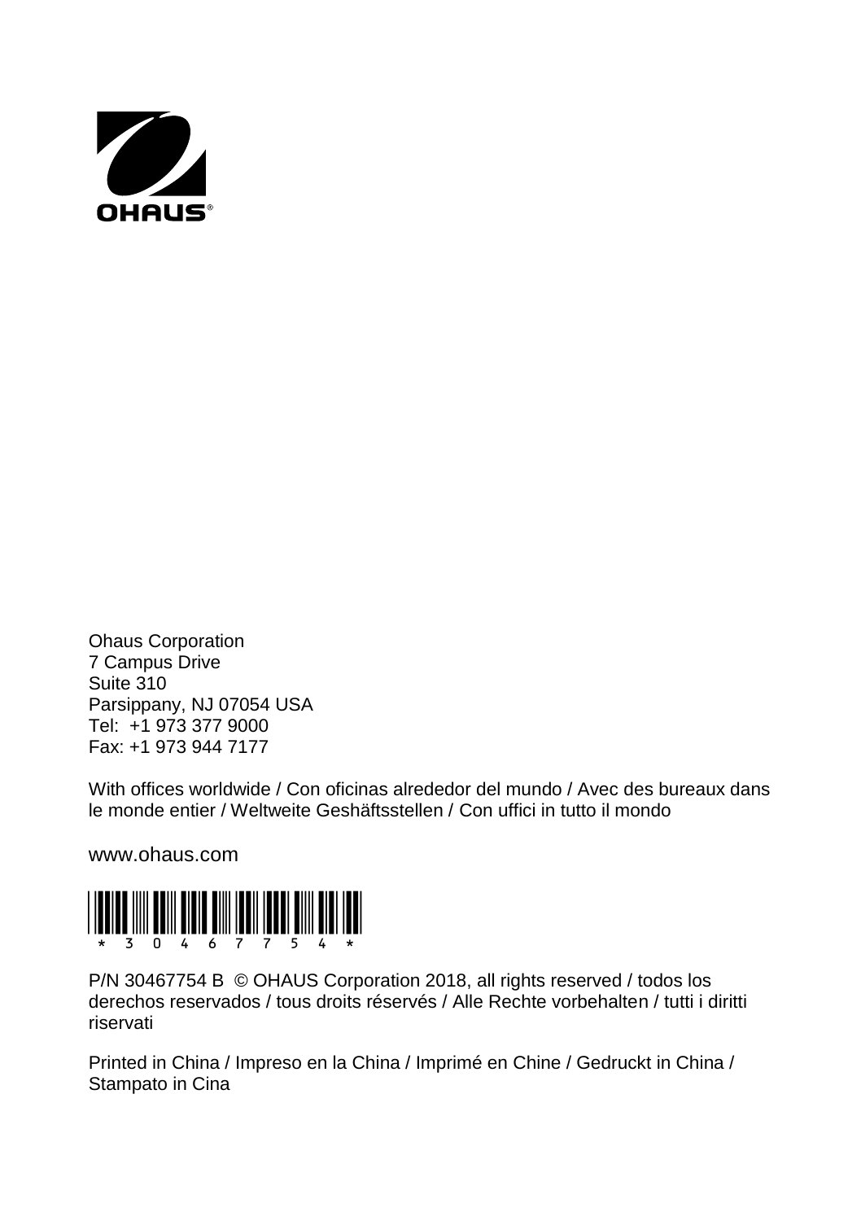OHAUS®

Ohaus Corporation
7 Campus Drive
Suite 310
Parsippany, NJ 07054 USA
Tel: +1 973 377 9000
Fax: +1 973 944 7177

With offices worldwide / Con oficinas alrededor del mundo / Avec des bureaux dans le monde entier / Weltweite Geshäftsstellen / Con uffici in tutto il mondo

www.ohaus.com

*30467754*

P/N 30467754 B © OHAUS Corporation 2018, all rights reserved / todos los derechos reservados / tous droits réservés / Alle Rechte vorbehalten / tutti i diritti riservati

Printed in China / Impreso en la China / Imprimé en Chine / Gedruckt in China / Stampato in Cina